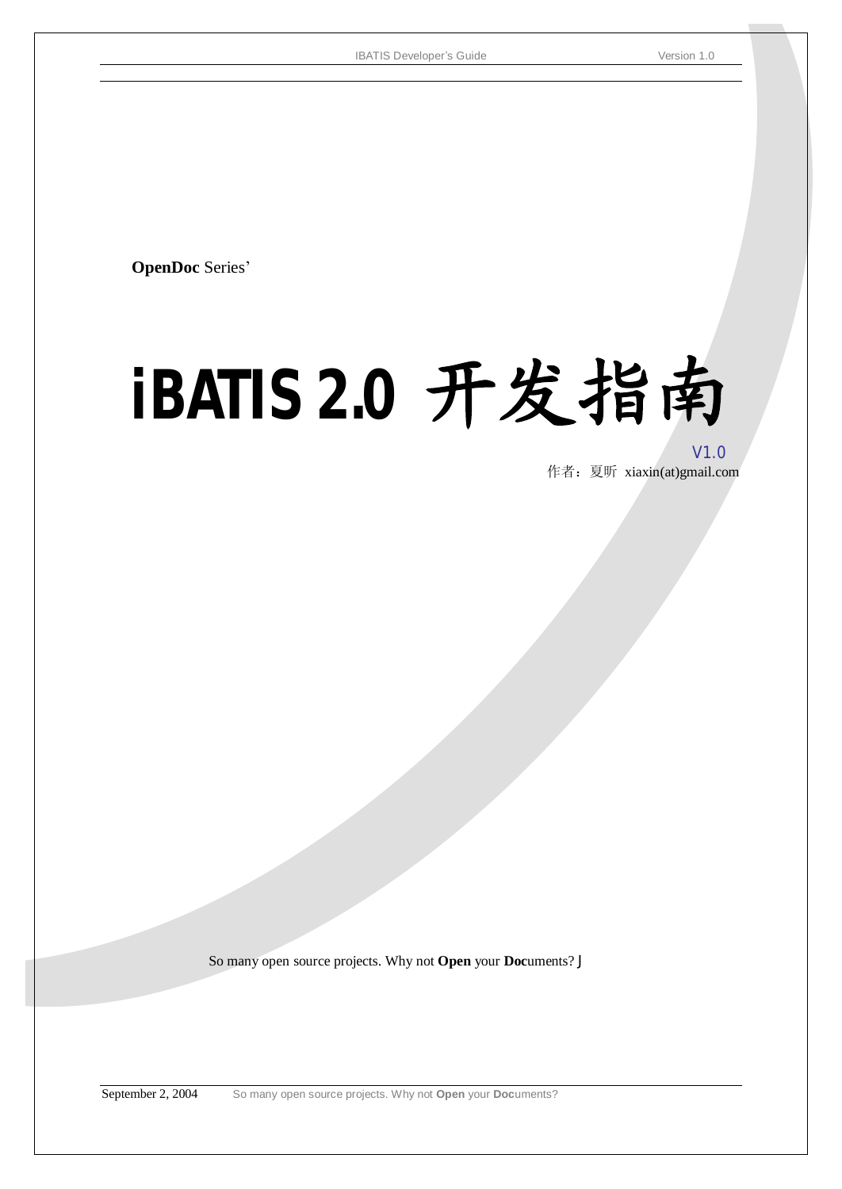**OpenDoc** Series'

# iBATIS 2.0 开发指南

V1.0

作者：夏昕 xiaxin(at)gmail.com

So many open source projects. Why not **Open** your **Doc**uments? J

September 2, 2004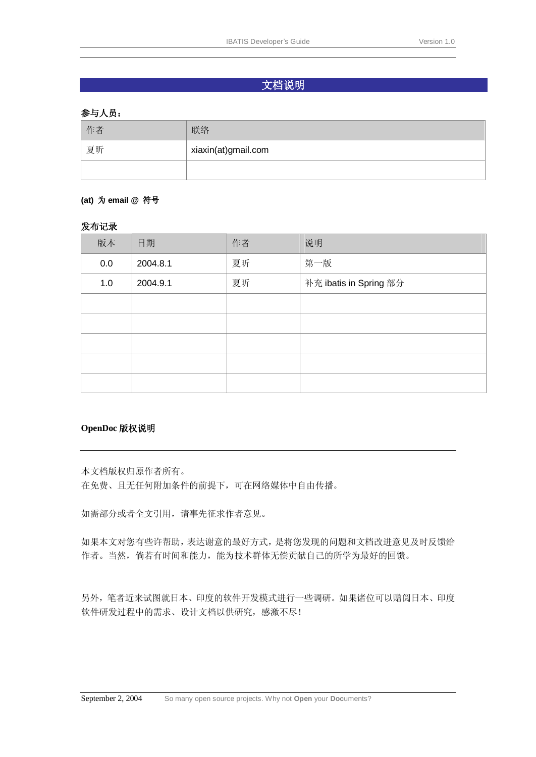# 文档说明

**参与人员：**

| 作者 | 联络 |
| --- | --- |
| 夏昕 | xiaxin(at)gmail.com |
| | |

**(at) 为 email @ 符号**

**发布记录**

| 版本 | 日期 | 作者 | 说明 |
| --- | --- | --- | --- |
| 0.0 | 2004.8.1 | 夏昕 | 第一版 |
| 1.0 | 2004.9.1 | 夏昕 | 补充 ibatis in Spring 部分 |
| | | | |
| | | | |
| | | | |
| | | | |
| | | | |

**OpenDoc 版权说明**

本文档版权归原作者所有。
在免费、且无任何附加条件的前提下，可在网络媒体中自由传播。

如需部分或者全文引用，请事先征求作者意见。

如果本文对您有些许帮助，表达谢意的最好方式，是将您发现的问题和文档改进意见及时反馈给作者。当然，倘若有时间和能力，能为技术群体无偿贡献自己的所学为最好的回馈。

另外，笔者近来试图就日本、印度的软件开发模式进行一些调研。如果诸位可以赠阅日本、印度软件研发过程中的需求、设计文档以供研究，感激不尽！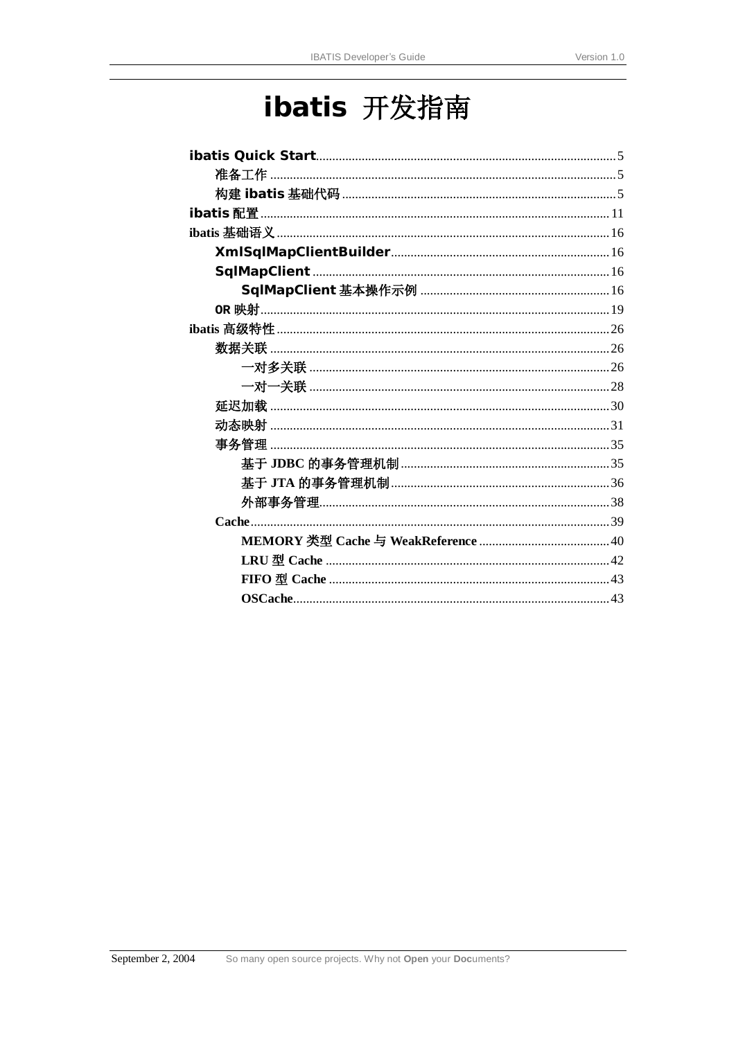# ibatis 开发指南

- ibatis Quick Start ....................................................... 5
  - 准备工作 ....................................................... 5
  - 构建 ibatis 基础代码 ....................................................... 5
- ibatis 配置 ....................................................... 11
- ibatis 基础语义 ....................................................... 16
  - XmlSqlMapClientBuilder ....................................................... 16
  - SqlMapClient ....................................................... 16
    - SqlMapClient 基本操作示例 ....................................................... 16
  - OR 映射 ....................................................... 19
- ibatis 高级特性 ....................................................... 26
  - 数据关联 ....................................................... 26
    - 一对多关联 ....................................................... 26
    - 一对一关联 ....................................................... 28
  - 延迟加载 ....................................................... 30
  - 动态映射 ....................................................... 31
  - 事务管理 ....................................................... 35
    - 基于 JDBC 的事务管理机制 ....................................................... 35
    - 基于 JTA 的事务管理机制 ....................................................... 36
    - 外部事务管理 ....................................................... 38
  - Cache ....................................................... 39
    - MEMORY 类型 Cache 与 WeakReference ....................................................... 40
    - LRU 型 Cache ....................................................... 42
    - FIFO 型 Cache ....................................................... 43
    - OSCache ....................................................... 43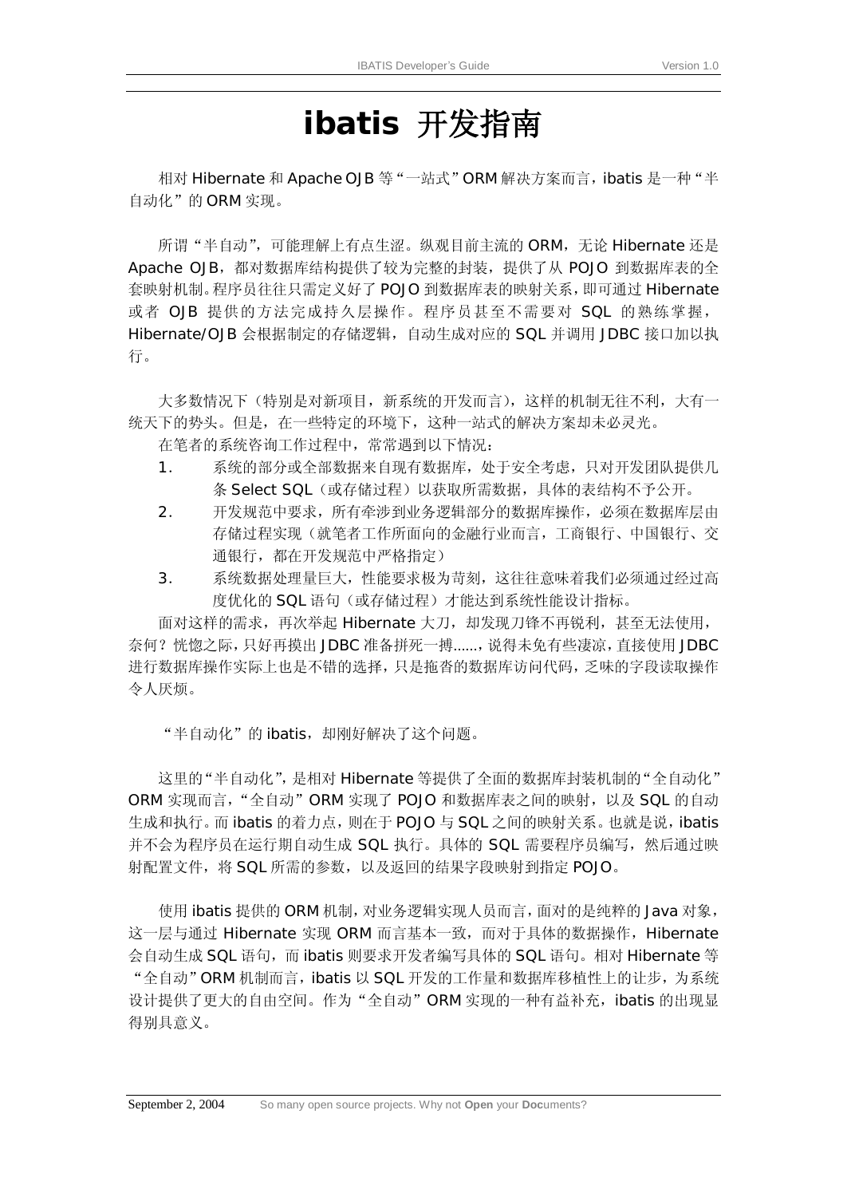# ibatis 开发指南

相对 Hibernate 和 Apache OJB 等"一站式"ORM 解决方案而言，ibatis 是一种"半自动化"的 ORM 实现。

所谓"半自动"，可能理解上有点生涩。纵观目前主流的 ORM，无论 Hibernate 还是 Apache OJB，都对数据库结构提供了较为完整的封装，提供了从 POJO 到数据库表的全套映射机制。程序员往往只需定义好了 POJO 到数据库表的映射关系，即可通过 Hibernate 或者 OJB 提供的方法完成持久层操作。程序员甚至不需要对 SQL 的熟练掌握，Hibernate/OJB 会根据制定的存储逻辑，自动生成对应的 SQL 并调用 JDBC 接口加以执行。

大多数情况下（特别是对新项目，新系统的开发而言），这样的机制无往不利，大有一统天下的势头。但是，在一些特定的环境下，这种一站式的解决方案却未必灵光。

在笔者的系统咨询工作过程中，常常遇到以下情况：

1. 系统的部分或全部数据来自现有数据库，处于安全考虑，只对开发团队提供几条 Select SQL（或存储过程）以获取所需数据，具体的表结构不予公开。
2. 开发规范中要求，所有牵涉到业务逻辑部分的数据库操作，必须在数据库层由存储过程实现（就笔者工作所面向的金融行业而言，工商银行、中国银行、交通银行，都在开发规范中严格指定）
3. 系统数据处理量巨大，性能要求极为苛刻，这往往意味着我们必须通过经过高度优化的 SQL 语句（或存储过程）才能达到系统性能设计指标。

面对这样的需求，再次举起 Hibernate 大刀，却发现刀锋不再锐利，甚至无法使用，奈何？恍惚之际，只好再摸出 JDBC 准备拼死一搏……，说得未免有些凄凉，直接使用 JDBC 进行数据库操作实际上也是不错的选择，只是拖沓的数据库访问代码，乏味的字段读取操作令人厌烦。

"半自动化"的 ibatis，却刚好解决了这个问题。

这里的"半自动化"，是相对 Hibernate 等提供了全面的数据库封装机制的"全自动化" ORM 实现而言，"全自动" ORM 实现了 POJO 和数据库表之间的映射，以及 SQL 的自动生成和执行。而 ibatis 的着力点，则在于 POJO 与 SQL 之间的映射关系。也就是说，ibatis 并不会为程序员在运行期自动生成 SQL 执行。具体的 SQL 需要程序员编写，然后通过映射配置文件，将 SQL 所需的参数，以及返回的结果字段映射到指定 POJO。

使用 ibatis 提供的 ORM 机制，对业务逻辑实现人员而言，面对的是纯粹的 Java 对象，这一层与通过 Hibernate 实现 ORM 而言基本一致，而对于具体的数据操作，Hibernate 会自动生成 SQL 语句，而 ibatis 则要求开发者编写具体的 SQL 语句。相对 Hibernate 等"全自动"ORM 机制而言，ibatis 以 SQL 开发的工作量和数据库移植性上的让步，为系统设计提供了更大的自由空间。作为"全自动"ORM 实现的一种有益补充，ibatis 的出现显得别具意义。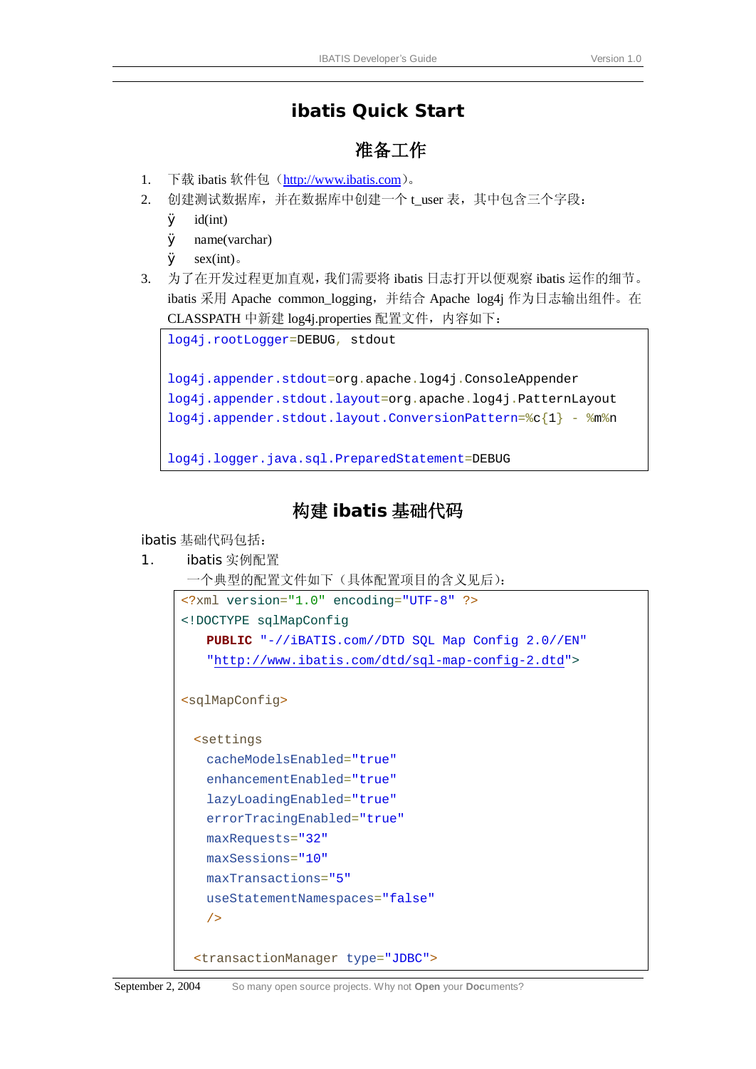# ibatis Quick Start

## 准备工作

1. 下载 ibatis 软件包（http://www.ibatis.com）。
2. 创建测试数据库，并在数据库中创建一个 t_user 表，其中包含三个字段：
   - id(int)
   - name(varchar)
   - sex(int)。
3. 为了在开发过程更加直观，我们需要将 ibatis 日志打开以便观察 ibatis 运作的细节。ibatis 采用 Apache common_logging，并结合 Apache log4j 作为日志输出组件。在 CLASSPATH 中新建 log4j.properties 配置文件，内容如下：

```
log4j.rootLogger=DEBUG, stdout

log4j.appender.stdout=org.apache.log4j.ConsoleAppender
log4j.appender.stdout.layout=org.apache.log4j.PatternLayout
log4j.appender.stdout.layout.ConversionPattern=%c{1} - %m%n

log4j.logger.java.sql.PreparedStatement=DEBUG
```

## 构建 ibatis 基础代码

ibatis 基础代码包括：

1. ibatis 实例配置

   一个典型的配置文件如下（具体配置项目的含义见后）：

```
<?xml version="1.0" encoding="UTF-8" ?>
<!DOCTYPE sqlMapConfig
    PUBLIC "-//iBATIS.com//DTD SQL Map Config 2.0//EN"
    "http://www.ibatis.com/dtd/sql-map-config-2.dtd">

<sqlMapConfig>

  <settings
    cacheModelsEnabled="true"
    enhancementEnabled="true"
    lazyLoadingEnabled="true"
    errorTracingEnabled="true"
    maxRequests="32"
    maxSessions="10"
    maxTransactions="5"
    useStatementNamespaces="false"
    />

  <transactionManager type="JDBC">
```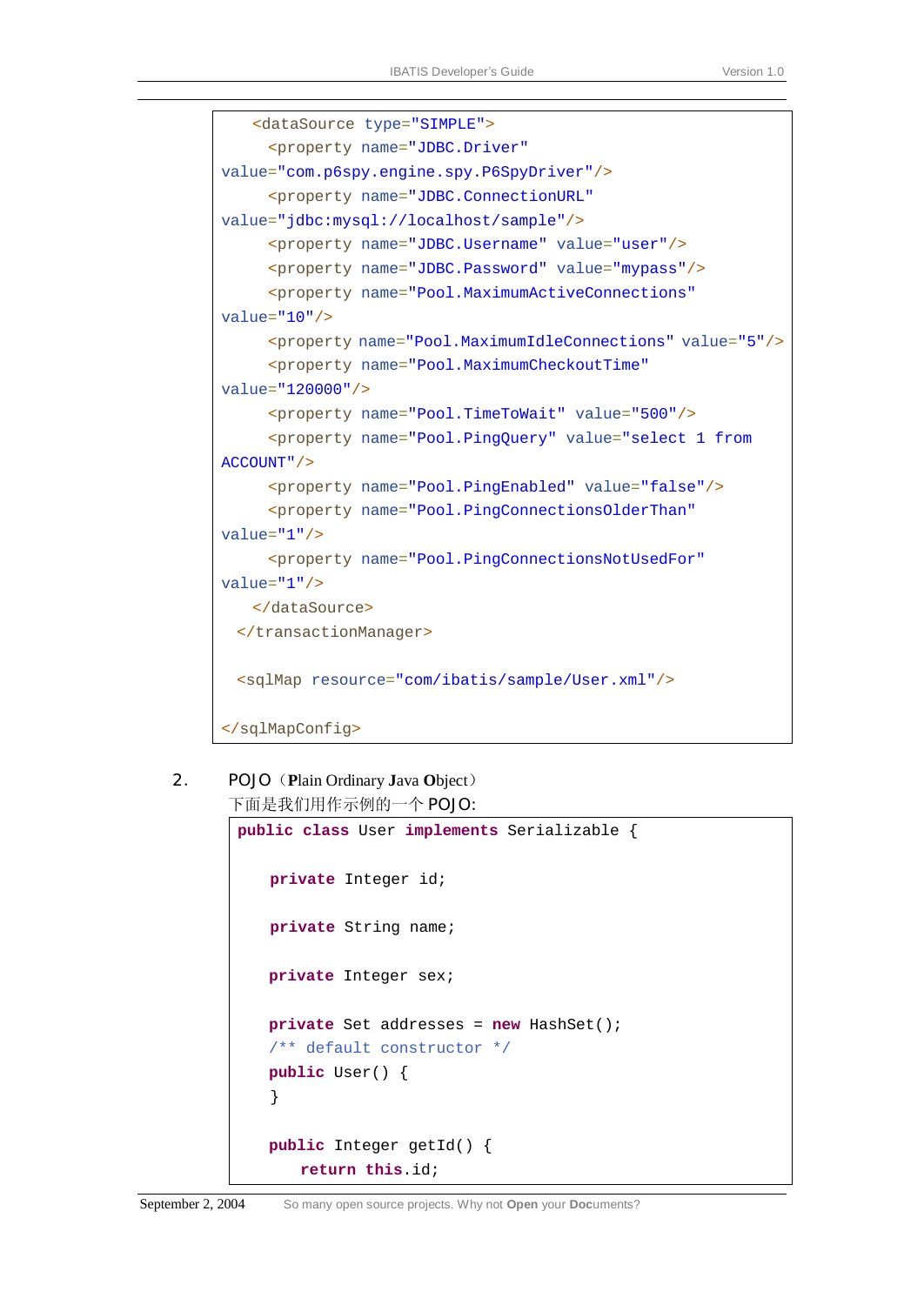```xml
    <dataSource type="SIMPLE">
      <property name="JDBC.Driver"
value="com.p6spy.engine.spy.P6SpyDriver"/>
      <property name="JDBC.ConnectionURL"
value="jdbc:mysql://localhost/sample"/>
      <property name="JDBC.Username" value="user"/>
      <property name="JDBC.Password" value="mypass"/>
      <property name="Pool.MaximumActiveConnections"
value="10"/>
      <property name="Pool.MaximumIdleConnections" value="5"/>
      <property name="Pool.MaximumCheckoutTime"
value="120000"/>
      <property name="Pool.TimeToWait" value="500"/>
      <property name="Pool.PingQuery" value="select 1 from
ACCOUNT"/>
      <property name="Pool.PingEnabled" value="false"/>
      <property name="Pool.PingConnectionsOlderThan"
value="1"/>
      <property name="Pool.PingConnectionsNotUsedFor"
value="1"/>
    </dataSource>
  </transactionManager>

  <sqlMap resource="com/ibatis/sample/User.xml"/>

</sqlMapConfig>
```

2. POJO（**P**lain Ordinary **J**ava **O**bject）

下面是我们用作示例的一个 POJO:

```java
public class User implements Serializable {

    private Integer id;

    private String name;

    private Integer sex;

    private Set addresses = new HashSet();
    /** default constructor */
    public User() {
    }

    public Integer getId() {
        return this.id;
```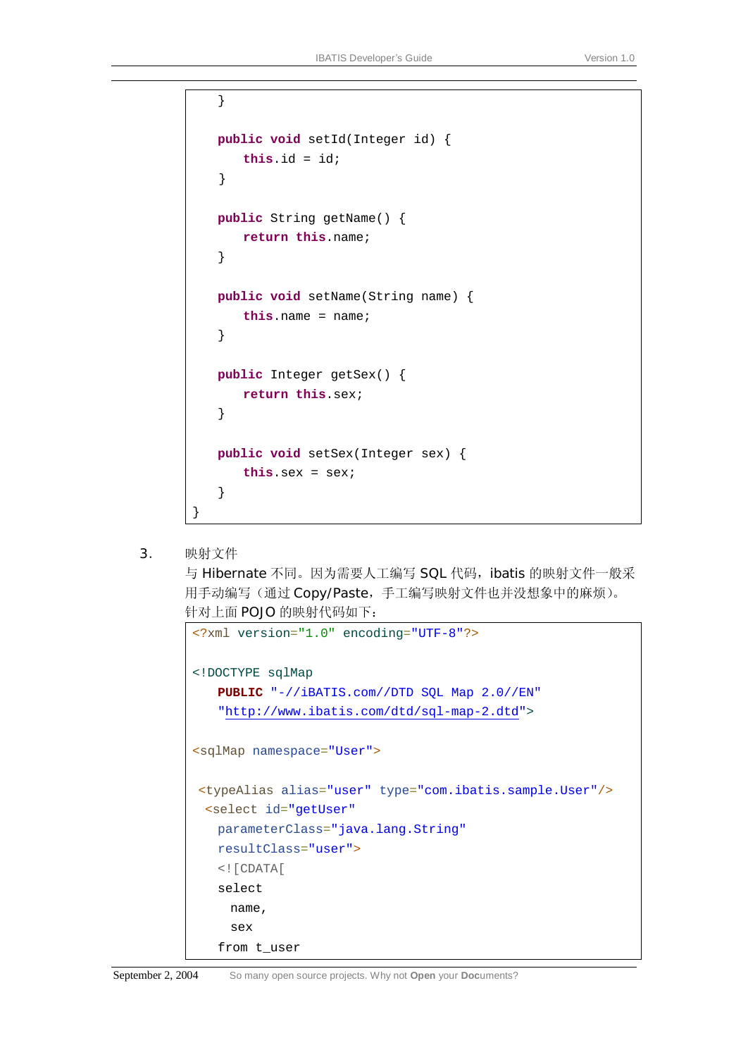```java
    }

    public void setId(Integer id) {
        this.id = id;
    }

    public String getName() {
        return this.name;
    }

    public void setName(String name) {
        this.name = name;
    }

    public Integer getSex() {
        return this.sex;
    }

    public void setSex(Integer sex) {
        this.sex = sex;
    }
}
```

3. 映射文件

   与 Hibernate 不同。因为需要人工编写 SQL 代码，ibatis 的映射文件一般采用手动编写（通过 Copy/Paste，手工编写映射文件也并没想象中的麻烦）。

   针对上面 POJO 的映射代码如下：

```xml
<?xml version="1.0" encoding="UTF-8"?>

<!DOCTYPE sqlMap
    PUBLIC "-//iBATIS.com//DTD SQL Map 2.0//EN"
    "http://www.ibatis.com/dtd/sql-map-2.dtd">

<sqlMap namespace="User">

 <typeAlias alias="user" type="com.ibatis.sample.User"/>
  <select id="getUser"
    parameterClass="java.lang.String"
    resultClass="user">
    <![CDATA[
    select
      name,
      sex
    from t_user
```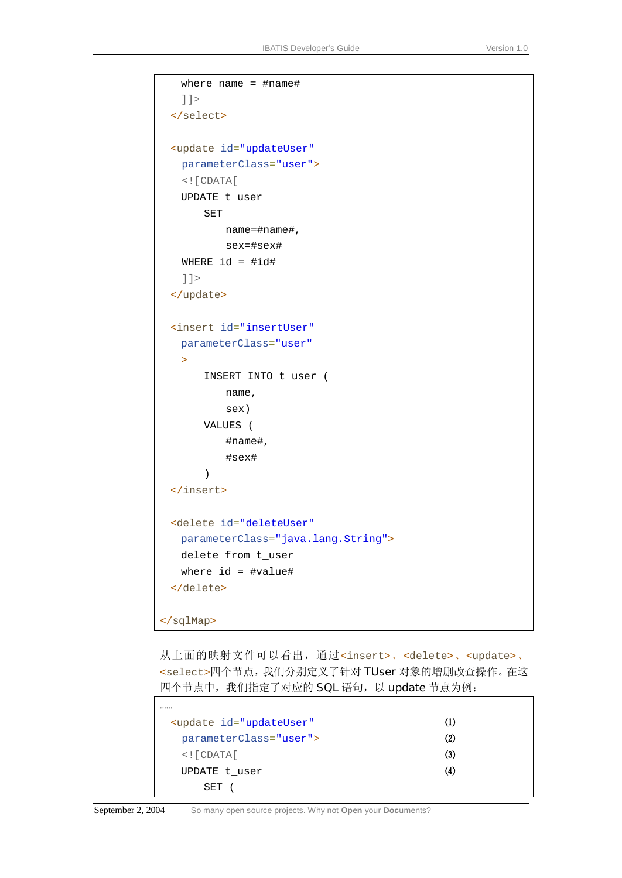```
    where name = #name#
    ]]>
  </select>

  <update id="updateUser"
    parameterClass="user">
    <![CDATA[
    UPDATE t_user
        SET
            name=#name#,
            sex=#sex#
    WHERE id = #id#
    ]]>
  </update>

  <insert id="insertUser"
    parameterClass="user"
    >
        INSERT INTO t_user (
            name,
            sex)
        VALUES (
            #name#,
            #sex#
        )
  </insert>

  <delete id="deleteUser"
    parameterClass="java.lang.String">
    delete from t_user
    where id = #value#
  </delete>

</sqlMap>
```

从上面的映射文件可以看出，通过<insert>、<delete>、<update>、<select>四个节点，我们分别定义了针对 TUser 对象的增删改查操作。在这四个节点中，我们指定了对应的 SQL 语句，以 update 节点为例：

```
……
  <update id="updateUser"                          ⑴
    parameterClass="user">                         ⑵
    <![CDATA[                                      ⑶
    UPDATE t_user                                  ⑷
        SET (
```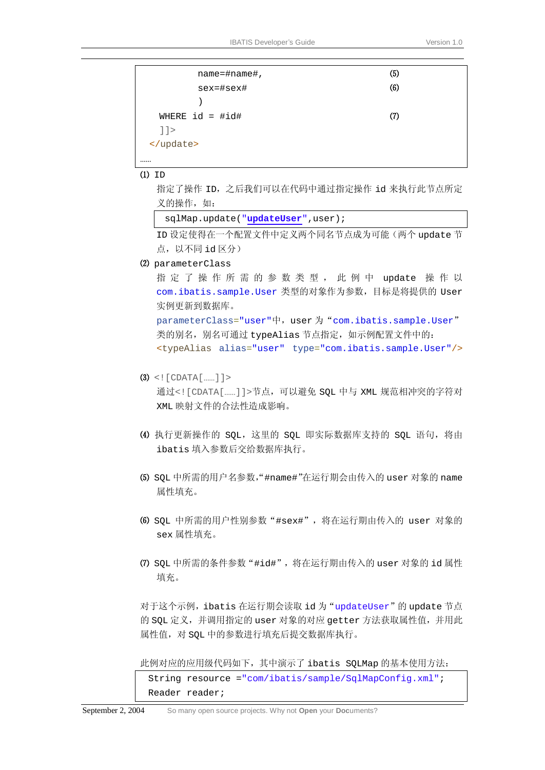```
        name=#name#,                                (5)
        sex=#sex#                                   (6)
        )
    WHERE id = #id#                                 (7)
    ]]>
  </update>
……
```

⑴ ID

指定了操作 ID，之后我们可以在代码中通过指定操作 id 来执行此节点所定义的操作，如：

```
sqlMap.update("updateUser",user);
```

ID 设定使得在一个配置文件中定义两个同名节点成为可能（两个 update 节点，以不同 id 区分）

⑵ parameterClass

指定了操作所需的参数类型，此例中 update 操作以 com.ibatis.sample.User 类型的对象作为参数，目标是将提供的 User 实例更新到数据库。

parameterClass="user"中，user 为“com.ibatis.sample.User”类的别名，别名可通过 typeAlias 节点指定，如示例配置文件中的：

<typeAlias alias="user" type="com.ibatis.sample.User"/>

⑶ <![CDATA[……]]>

通过<![CDATA[……]]>节点，可以避免 SQL 中与 XML 规范相冲突的字符对 XML 映射文件的合法性造成影响。

⑷ 执行更新操作的 SQL，这里的 SQL 即实际数据库支持的 SQL 语句，将由 ibatis 填入参数后交给数据库执行。

⑸ SQL 中所需的用户名参数，“#name#”在运行期会由传入的 user 对象的 name 属性填充。

⑹ SQL 中所需的用户性别参数“#sex#”，将在运行期由传入的 user 对象的 sex 属性填充。

⑺ SQL 中所需的条件参数“#id#”，将在运行期由传入的 user 对象的 id 属性填充。

对于这个示例，ibatis 在运行期会读取 id 为“updateUser”的 update 节点的 SQL 定义，并调用指定的 user 对象的对应 getter 方法获取属性值，并用此属性值，对 SQL 中的参数进行填充后提交数据库执行。

此例对应的应用级代码如下，其中演示了 ibatis SQLMap 的基本使用方法：

```
String resource ="com/ibatis/sample/SqlMapConfig.xml";
Reader reader;
```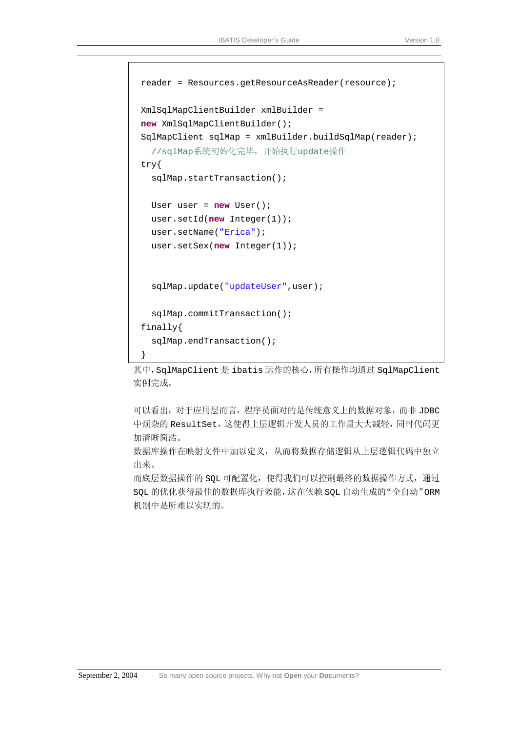```java
reader = Resources.getResourceAsReader(resource);

XmlSqlMapClientBuilder xmlBuilder =
new XmlSqlMapClientBuilder();
SqlMapClient sqlMap = xmlBuilder.buildSqlMap(reader);
  //sqlMap系统初始化完毕，开始执行update操作
try{
  sqlMap.startTransaction();

  User user = new User();
  user.setId(new Integer(1));
  user.setName("Erica");
  user.setSex(new Integer(1));


  sqlMap.update("updateUser",user);

  sqlMap.commitTransaction();
finally{
  sqlMap.endTransaction();
}
```

其中，SqlMapClient 是 ibatis 运作的核心，所有操作均通过 SqlMapClient 实例完成。

可以看出，对于应用层而言，程序员面对的是传统意义上的数据对象，而非 JDBC 中烦杂的 ResultSet，这使得上层逻辑开发人员的工作量大大减轻，同时代码更加清晰简洁。

数据库操作在映射文件中加以定义，从而将数据存储逻辑从上层逻辑代码中独立出来。

而底层数据操作的 SQL 可配置化，使得我们可以控制最终的数据操作方式，通过 SQL 的优化获得最佳的数据库执行效能，这在依赖 SQL 自动生成的"全自动"ORM 机制中是所难以实现的。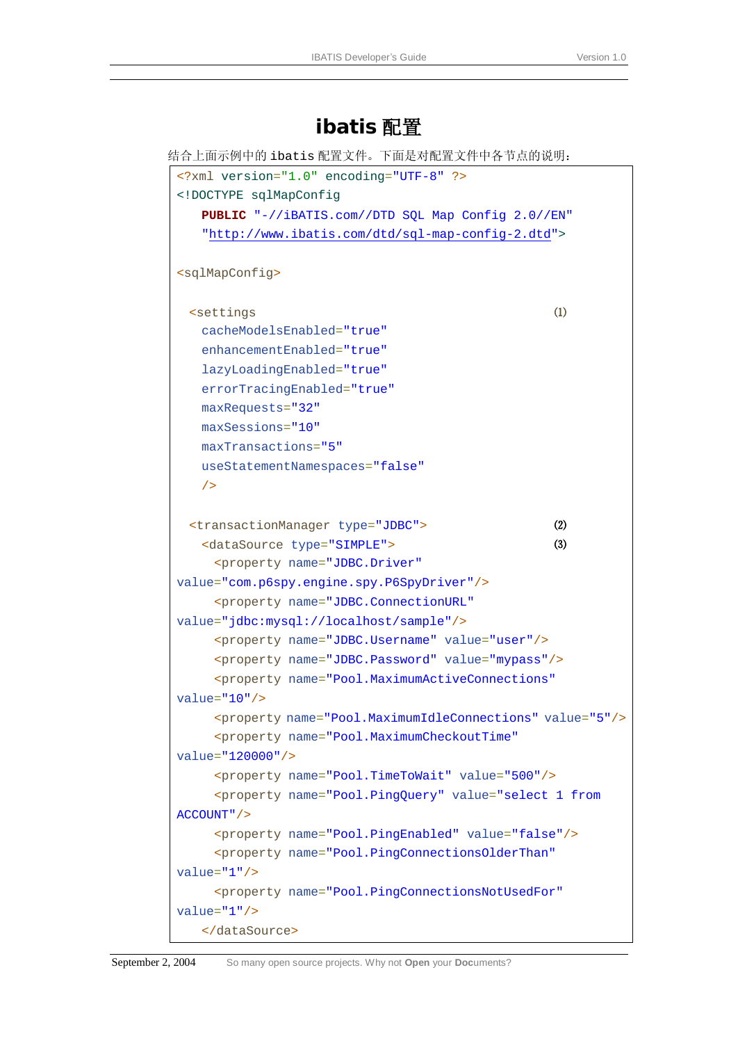# ibatis 配置

结合上面示例中的 ibatis 配置文件。下面是对配置文件中各节点的说明：

```
<?xml version="1.0" encoding="UTF-8" ?>
<!DOCTYPE sqlMapConfig
    PUBLIC "-//iBATIS.com//DTD SQL Map Config 2.0//EN"
    "http://www.ibatis.com/dtd/sql-map-config-2.dtd">

<sqlMapConfig>

  <settings                                            (1)
    cacheModelsEnabled="true"
    enhancementEnabled="true"
    lazyLoadingEnabled="true"
    errorTracingEnabled="true"
    maxRequests="32"
    maxSessions="10"
    maxTransactions="5"
    useStatementNamespaces="false"
    />

  <transactionManager type="JDBC">                     (2)
    <dataSource type="SIMPLE">                         (3)
      <property name="JDBC.Driver"
value="com.p6spy.engine.spy.P6SpyDriver"/>
      <property name="JDBC.ConnectionURL"
value="jdbc:mysql://localhost/sample"/>
      <property name="JDBC.Username" value="user"/>
      <property name="JDBC.Password" value="mypass"/>
      <property name="Pool.MaximumActiveConnections"
value="10"/>
      <property name="Pool.MaximumIdleConnections" value="5"/>
      <property name="Pool.MaximumCheckoutTime"
value="120000"/>
      <property name="Pool.TimeToWait" value="500"/>
      <property name="Pool.PingQuery" value="select 1 from
ACCOUNT"/>
      <property name="Pool.PingEnabled" value="false"/>
      <property name="Pool.PingConnectionsOlderThan"
value="1"/>
      <property name="Pool.PingConnectionsNotUsedFor"
value="1"/>
    </dataSource>
```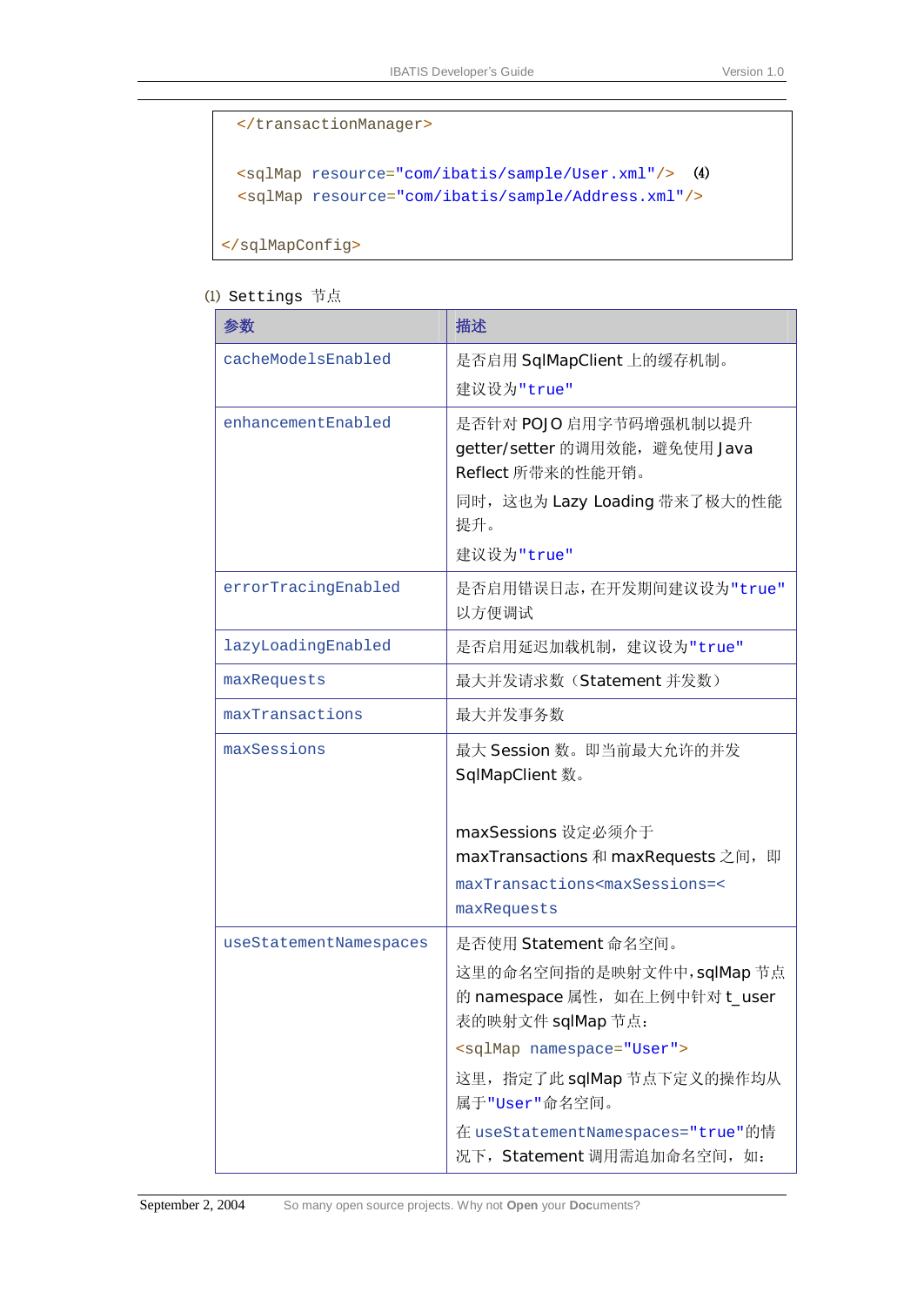```
  </transactionManager>

  <sqlMap resource="com/ibatis/sample/User.xml"/>  ⑷
  <sqlMap resource="com/ibatis/sample/Address.xml"/>

</sqlMapConfig>
```

⑴ Settings 节点

| 参数 | 描述 |
|---|---|
| cacheModelsEnabled | 是否启用 SqlMapClient 上的缓存机制。<br>建议设为"true" |
| enhancementEnabled | 是否针对 POJO 启用字节码增强机制以提升 getter/setter 的调用效能，避免使用 Java Reflect 所带来的性能开销。<br>同时，这也为 Lazy Loading 带来了极大的性能提升。<br>建议设为"true" |
| errorTracingEnabled | 是否启用错误日志，在开发期间建议设为"true" 以方便调试 |
| lazyLoadingEnabled | 是否启用延迟加载机制，建议设为"true" |
| maxRequests | 最大并发请求数（Statement 并发数） |
| maxTransactions | 最大并发事务数 |
| maxSessions | 最大 Session 数。即当前最大允许的并发 SqlMapClient 数。<br><br>maxSessions 设定必须介于 maxTransactions 和 maxRequests 之间，即 maxTransactions<maxSessions=< maxRequests |
| useStatementNamespaces | 是否使用 Statement 命名空间。<br>这里的命名空间指的是映射文件中，sqlMap 节点的 namespace 属性，如在上例中针对 t_user 表的映射文件 sqlMap 节点：<br>`<sqlMap namespace="User">`<br>这里，指定了此 sqlMap 节点下定义的操作均从属于"User"命名空间。<br>在 useStatementNamespaces="true"的情况下，Statement 调用需追加命名空间，如： |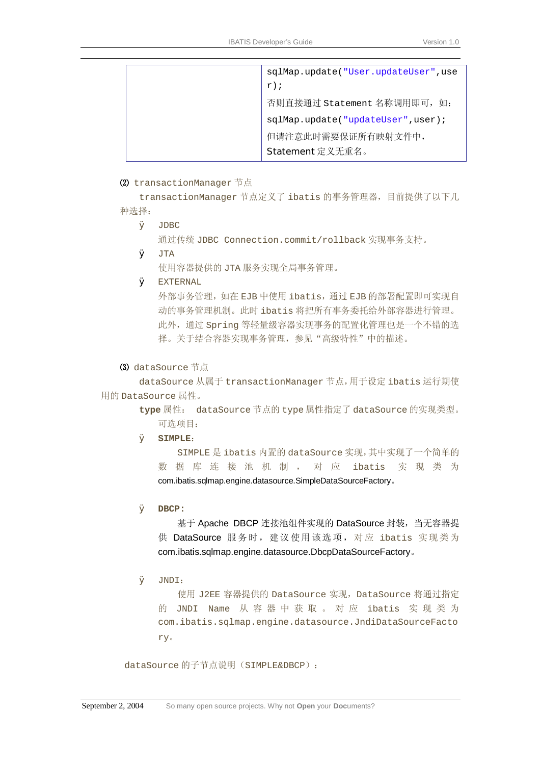| | sqlMap.update("User.updateUser",user);<br>否则直接通过 Statement 名称调用即可，如：<br>sqlMap.update("updateUser",user);<br>但请注意此时需要保证所有映射文件中，Statement 定义无重名。 |
|---|---|

⑵ transactionManager 节点

transactionManager 节点定义了 ibatis 的事务管理器，目前提供了以下几种选择：

- JDBC

  通过传统 JDBC Connection.commit/rollback 实现事务支持。

- JTA

  使用容器提供的 JTA 服务实现全局事务管理。

- EXTERNAL

  外部事务管理，如在 EJB 中使用 ibatis，通过 EJB 的部署配置即可实现自动的事务管理机制。此时 ibatis 将把所有事务委托给外部容器进行管理。此外，通过 Spring 等轻量级容器实现事务的配置化管理也是一个不错的选择。关于结合容器实现事务管理，参见“高级特性”中的描述。

⑶ dataSource 节点

dataSource 从属于 transactionManager 节点，用于设定 ibatis 运行期使用的 DataSource 属性。

**type** 属性：dataSource 节点的 type 属性指定了 dataSource 的实现类型。可选项目：

- **SIMPLE**：

  SIMPLE 是 ibatis 内置的 dataSource 实现，其中实现了一个简单的数据库连接池机制，对应 ibatis 实现类为 com.ibatis.sqlmap.engine.datasource.SimpleDataSourceFactory。

- **DBCP**:

  基于 Apache DBCP 连接池组件实现的 DataSource 封装，当无容器提供 DataSource 服务时，建议使用该选项，对应 ibatis 实现类为 com.ibatis.sqlmap.engine.datasource.DbcpDataSourceFactory。

- JNDI：

  使用 J2EE 容器提供的 DataSource 实现，DataSource 将通过指定的 JNDI Name 从容器中获取。对应 ibatis 实现类为 com.ibatis.sqlmap.engine.datasource.JndiDataSourceFactory。

dataSource 的子节点说明（SIMPLE&DBCP）：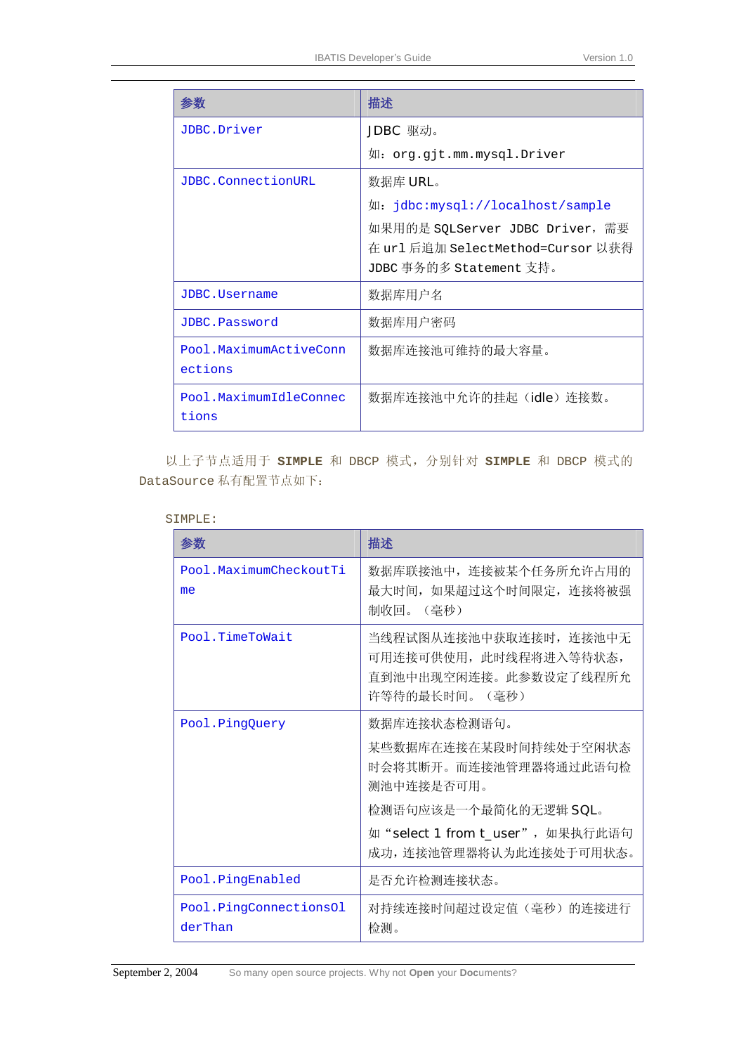| 参数 | 描述 |
|---|---|
| JDBC.Driver | JDBC 驱动。<br>如：org.gjt.mm.mysql.Driver |
| JDBC.ConnectionURL | 数据库 URL。<br>如：jdbc:mysql://localhost/sample<br>如果用的是 SQLServer JDBC Driver，需要在 url 后追加 SelectMethod=Cursor 以获得 JDBC 事务的多 Statement 支持。 |
| JDBC.Username | 数据库用户名 |
| JDBC.Password | 数据库用户密码 |
| Pool.MaximumActiveConnections | 数据库连接池可维持的最大容量。 |
| Pool.MaximumIdleConnections | 数据库连接池中允许的挂起（idle）连接数。 |

以上子节点适用于 **SIMPLE** 和 DBCP 模式，分别针对 **SIMPLE** 和 DBCP 模式的 DataSource 私有配置节点如下：

SIMPLE:

| 参数 | 描述 |
|---|---|
| Pool.MaximumCheckoutTime | 数据库联接池中，连接被某个任务所允许占用的最大时间，如果超过这个时间限定，连接将被强制收回。（毫秒） |
| Pool.TimeToWait | 当线程试图从连接池中获取连接时，连接池中无可用连接可供使用，此时线程将进入等待状态，直到池中出现空闲连接。此参数设定了线程所允许等待的最长时间。（毫秒） |
| Pool.PingQuery | 数据库连接状态检测语句。<br>某些数据库在连接在某段时间持续处于空闲状态时会将其断开。而连接池管理器将通过此语句检测池中连接是否可用。<br>检测语句应该是一个最简化的无逻辑 SQL。<br>如“select 1 from t_user”，如果执行此语句成功，连接池管理器将认为此连接处于可用状态。 |
| Pool.PingEnabled | 是否允许检测连接状态。 |
| Pool.PingConnectionsOlderThan | 对持续连接时间超过设定值（毫秒）的连接进行检测。 |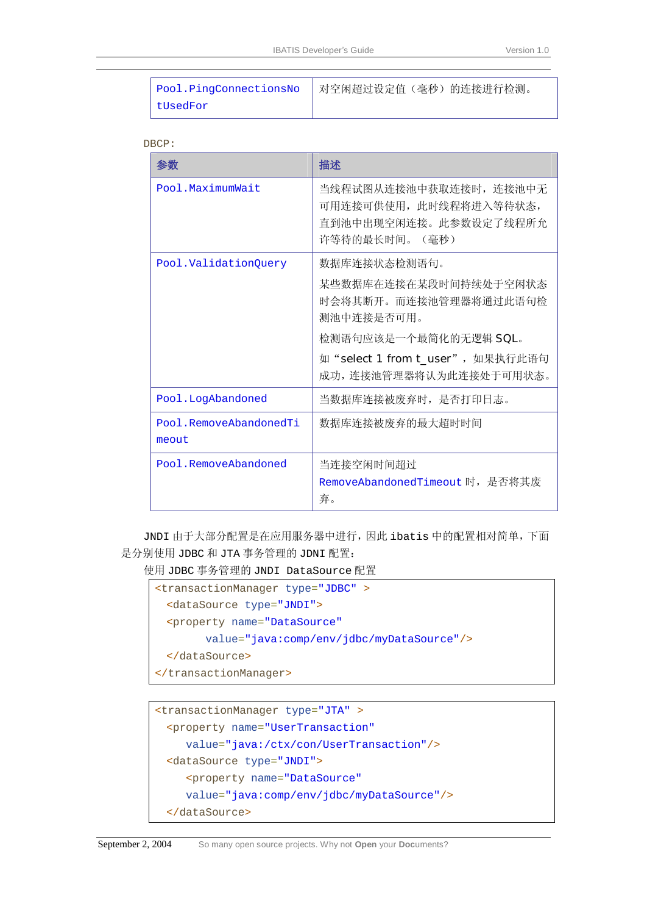| Pool.PingConnectionsNotUsedFor | 对空闲超过设定值（毫秒）的连接进行检测。 |
|---|---|

DBCP:

| 参数 | 描述 |
|---|---|
| Pool.MaximumWait | 当线程试图从连接池中获取连接时，连接池中无可用连接可供使用，此时线程将进入等待状态，直到池中出现空闲连接。此参数设定了线程所允许等待的最长时间。（毫秒） |
| Pool.ValidationQuery | 数据库连接状态检测语句。<br>某些数据库在连接在某段时间持续处于空闲状态时会将其断开。而连接池管理器将通过此语句检测池中连接是否可用。<br>检测语句应该是一个最简化的无逻辑 SQL。<br>如“select 1 from t_user”，如果执行此语句成功，连接池管理器将认为此连接处于可用状态。 |
| Pool.LogAbandoned | 当数据库连接被废弃时，是否打印日志。 |
| Pool.RemoveAbandonedTimeout | 数据库连接被废弃的最大超时时间 |
| Pool.RemoveAbandoned | 当连接空闲时间超过 RemoveAbandonedTimeout 时，是否将其废弃。 |

JNDI 由于大部分配置是在应用服务器中进行，因此 ibatis 中的配置相对简单，下面是分别使用 JDBC 和 JTA 事务管理的 JDNI 配置：

使用 JDBC 事务管理的 JNDI DataSource 配置

```
<transactionManager type="JDBC" >
  <dataSource type="JNDI">
  <property name="DataSource"
        value="java:comp/env/jdbc/myDataSource"/>
  </dataSource>
</transactionManager>
```

```
<transactionManager type="JTA" >
  <property name="UserTransaction"
     value="java:/ctx/con/UserTransaction"/>
  <dataSource type="JNDI">
     <property name="DataSource"
     value="java:comp/env/jdbc/myDataSource"/>
  </dataSource>
```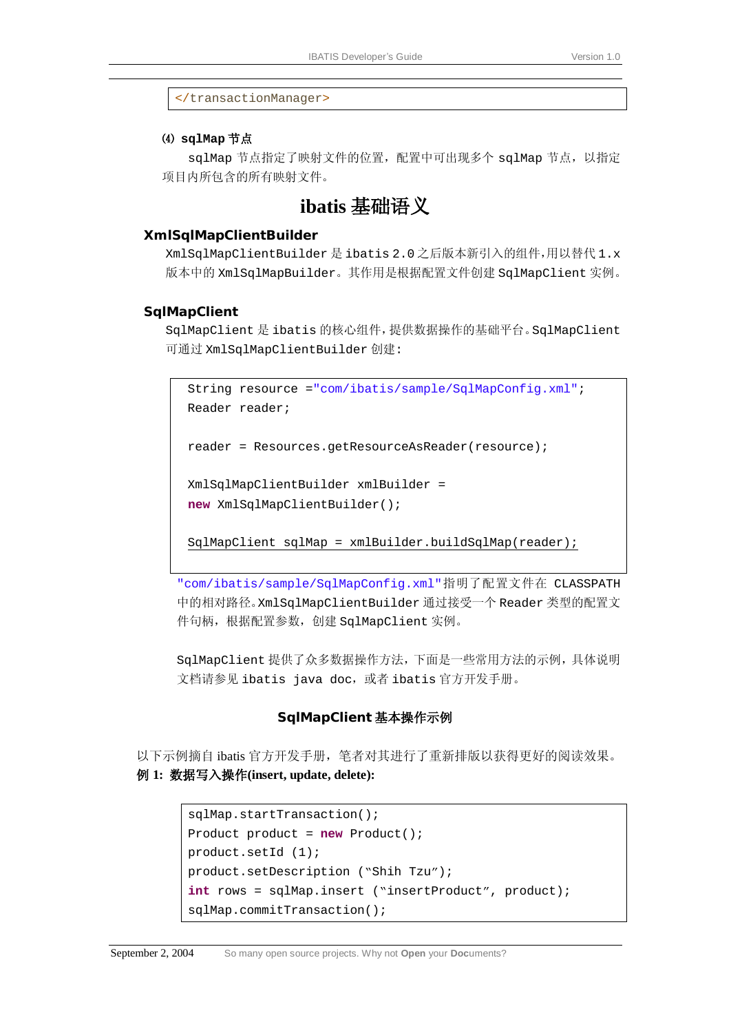```
</transactionManager>
```

⑷ **sqlMap 节点**

sqlMap 节点指定了映射文件的位置，配置中可出现多个 sqlMap 节点，以指定项目内所包含的所有映射文件。

# ibatis 基础语义

## XmlSqlMapClientBuilder

XmlSqlMapClientBuilder 是 ibatis 2.0 之后版本新引入的组件，用以替代 1.x 版本中的 XmlSqlMapBuilder。其作用是根据配置文件创建 SqlMapClient 实例。

## SqlMapClient

SqlMapClient 是 ibatis 的核心组件，提供数据操作的基础平台。SqlMapClient 可通过 XmlSqlMapClientBuilder 创建：

```
String resource ="com/ibatis/sample/SqlMapConfig.xml";
Reader reader;

reader = Resources.getResourceAsReader(resource);

XmlSqlMapClientBuilder xmlBuilder =
new XmlSqlMapClientBuilder();

SqlMapClient sqlMap = xmlBuilder.buildSqlMap(reader);
```

"com/ibatis/sample/SqlMapConfig.xml"指明了配置文件在 CLASSPATH 中的相对路径。XmlSqlMapClientBuilder 通过接受一个 Reader 类型的配置文件句柄，根据配置参数，创建 SqlMapClient 实例。

SqlMapClient 提供了众多数据操作方法，下面是一些常用方法的示例，具体说明文档请参见 ibatis java doc，或者 ibatis 官方开发手册。

### SqlMapClient 基本操作示例

以下示例摘自 ibatis 官方开发手册，笔者对其进行了重新排版以获得更好的阅读效果。

**例 1: 数据写入操作(insert, update, delete):**

```
sqlMap.startTransaction();
Product product = new Product();
product.setId (1);
product.setDescription ("Shih Tzu");
int rows = sqlMap.insert ("insertProduct", product);
sqlMap.commitTransaction();
```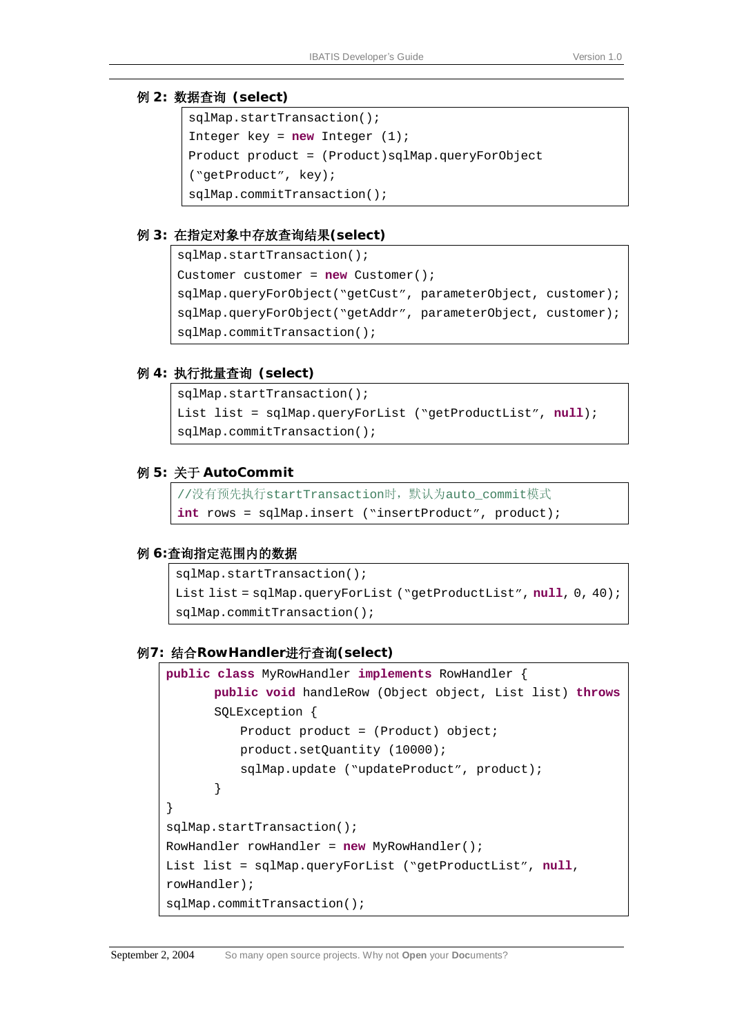**例 2: 数据查询 (select)**

```
sqlMap.startTransaction();
Integer key = new Integer (1);
Product product = (Product)sqlMap.queryForObject
("getProduct", key);
sqlMap.commitTransaction();
```

**例 3: 在指定对象中存放查询结果(select)**

```
sqlMap.startTransaction();
Customer customer = new Customer();
sqlMap.queryForObject("getCust", parameterObject, customer);
sqlMap.queryForObject("getAddr", parameterObject, customer);
sqlMap.commitTransaction();
```

**例 4: 执行批量查询 (select)**

```
sqlMap.startTransaction();
List list = sqlMap.queryForList ("getProductList", null);
sqlMap.commitTransaction();
```

**例 5: 关于 AutoCommit**

```
//没有预先执行startTransaction时，默认为auto_commit模式
int rows = sqlMap.insert ("insertProduct", product);
```

**例 6:查询指定范围内的数据**

```
sqlMap.startTransaction();
List list = sqlMap.queryForList ("getProductList", null, 0, 40);
sqlMap.commitTransaction();
```

**例7: 结合RowHandler进行查询(select)**

```
public class MyRowHandler implements RowHandler {
      public void handleRow (Object object, List list) throws
      SQLException {
          Product product = (Product) object;
          product.setQuantity (10000);
          sqlMap.update ("updateProduct", product);
      }
}
sqlMap.startTransaction();
RowHandler rowHandler = new MyRowHandler();
List list = sqlMap.queryForList ("getProductList", null,
rowHandler);
sqlMap.commitTransaction();
```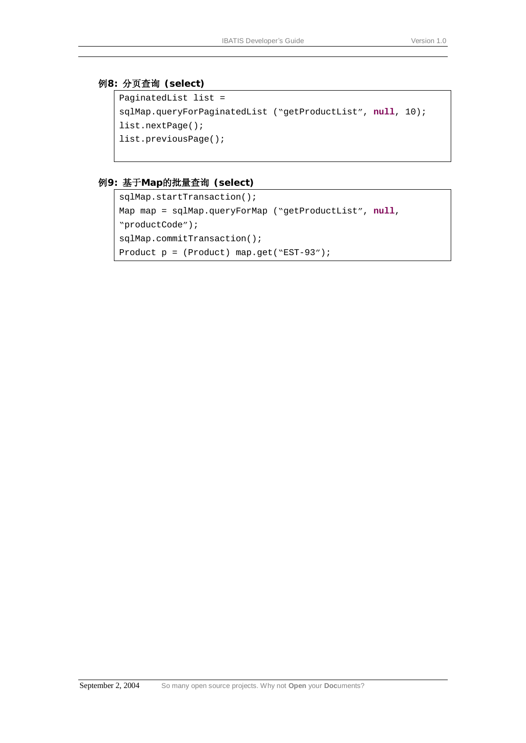#### 例8: 分页查询（select)

```
PaginatedList list =
sqlMap.queryForPaginatedList (“getProductList”, null, 10);
list.nextPage();
list.previousPage();
```

#### 例9: 基于Map的批量查询（select)

```
sqlMap.startTransaction();
Map map = sqlMap.queryForMap (“getProductList”, null,
“productCode”);
sqlMap.commitTransaction();
Product p = (Product) map.get(“EST-93”);
```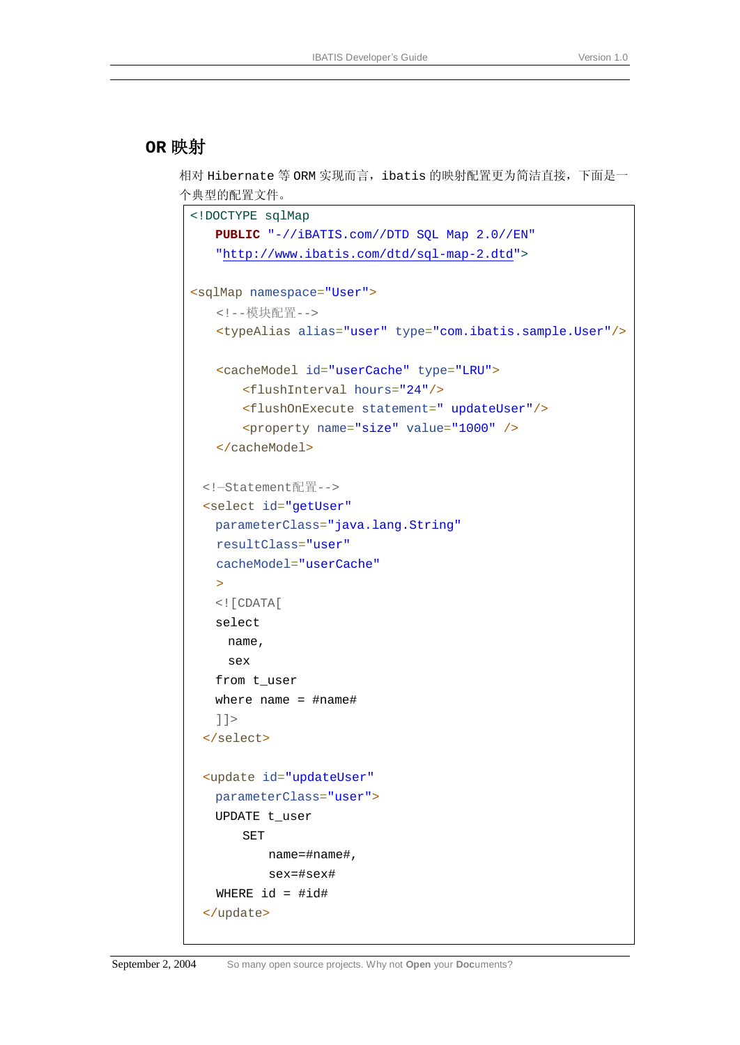## OR 映射

相对 Hibernate 等 ORM 实现而言，ibatis 的映射配置更为简洁直接，下面是一个典型的配置文件。

```
<!DOCTYPE sqlMap
    PUBLIC "-//iBATIS.com//DTD SQL Map 2.0//EN"
    "http://www.ibatis.com/dtd/sql-map-2.dtd">

<sqlMap namespace="User">
    <!--模块配置-->
    <typeAlias alias="user" type="com.ibatis.sample.User"/>

    <cacheModel id="userCache" type="LRU">
        <flushInterval hours="24"/>
        <flushOnExecute statement=" updateUser"/>
        <property name="size" value="1000" />
    </cacheModel>

  <!—Statement配置-->
  <select id="getUser"
    parameterClass="java.lang.String"
    resultClass="user"
    cacheModel="userCache"
    >
    <![CDATA[
    select
      name,
      sex
    from t_user
    where name = #name#
    ]]>
  </select>

  <update id="updateUser"
    parameterClass="user">
    UPDATE t_user
        SET
            name=#name#,
            sex=#sex#
    WHERE id = #id#
  </update>
```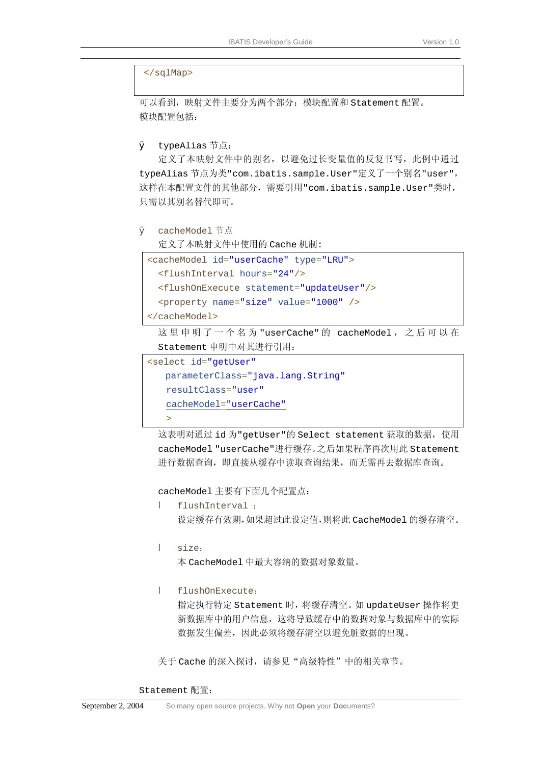```
</sqlMap>
```

可以看到，映射文件主要分为两个部分：模块配置和 Statement 配置。
模块配置包括：

- typeAlias 节点：

  定义了本映射文件中的别名，以避免过长变量值的反复书写，此例中通过 typeAlias 节点为类"com.ibatis.sample.User"定义了一个别名"user"，这样在本配置文件的其他部分，需要引用"com.ibatis.sample.User"类时，只需以其别名替代即可。

- cacheModel 节点

  定义了本映射文件中使用的 Cache 机制：

```xml
<cacheModel id="userCache" type="LRU">
  <flushInterval hours="24"/>
  <flushOnExecute statement="updateUser"/>
  <property name="size" value="1000" />
</cacheModel>
```

  这里申明了一个名为"userCache"的 cacheModel，之后可以在 Statement 申明中对其进行引用：

```xml
<select id="getUser"
    parameterClass="java.lang.String"
    resultClass="user"
    cacheModel="userCache"
    >
```

  这表明对通过 id 为"getUser"的 Select statement 获取的数据，使用 cacheModel "userCache"进行缓存。之后如果程序再次用此 Statement 进行数据查询，即直接从缓存中读取查询结果，而无需再去数据库查询。

  cacheModel 主要有下面几个配置点：

  - flushInterval ：

    设定缓存有效期，如果超过此设定值，则将此 CacheModel 的缓存清空。

  - size：

    本 CacheModel 中最大容纳的数据对象数量。

  - flushOnExecute：

    指定执行特定 Statement 时，将缓存清空。如 updateUser 操作将更新数据库中的用户信息，这将导致缓存中的数据对象与数据库中的实际数据发生偏差，因此必须将缓存清空以避免脏数据的出现。

  关于 Cache 的深入探讨，请参见“高级特性”中的相关章节。

Statement 配置：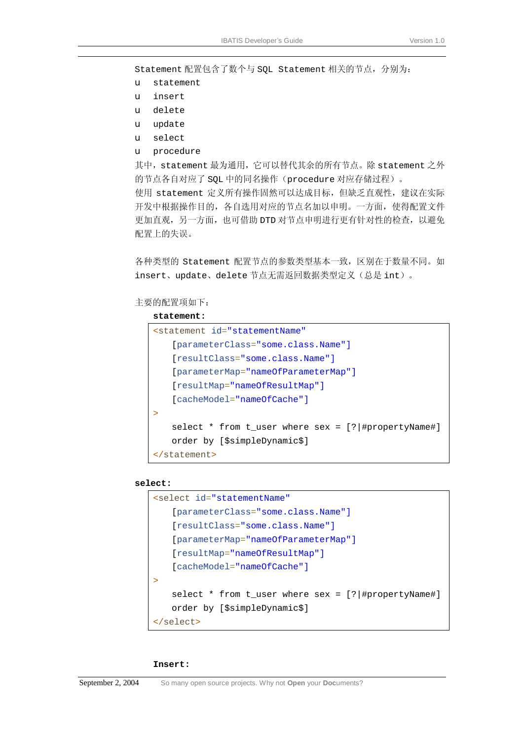Statement 配置包含了数个与 SQL Statement 相关的节点，分别为：

- statement
- insert
- delete
- update
- select
- procedure

其中，statement 最为通用，它可以替代其余的所有节点。除 statement 之外的节点各自对应了 SQL 中的同名操作（procedure 对应存储过程）。

使用 statement 定义所有操作固然可以达成目标，但缺乏直观性，建议在实际开发中根据操作目的，各自选用对应的节点名加以申明。一方面，使得配置文件更加直观，另一方面，也可借助 DTD 对节点申明进行更有针对性的检查，以避免配置上的失误。

各种类型的 Statement 配置节点的参数类型基本一致，区别在于数量不同。如 insert、update、delete 节点无需返回数据类型定义（总是 int）。

主要的配置项如下：

**statement:**

```
<statement id="statementName"
    [parameterClass="some.class.Name"]
    [resultClass="some.class.Name"]
    [parameterMap="nameOfParameterMap"]
    [resultMap="nameOfResultMap"]
    [cacheModel="nameOfCache"]
>
    select * from t_user where sex = [?|#propertyName#]
    order by [$simpleDynamic$]
</statement>
```

**select:**

```
<select id="statementName"
    [parameterClass="some.class.Name"]
    [resultClass="some.class.Name"]
    [parameterMap="nameOfParameterMap"]
    [resultMap="nameOfResultMap"]
    [cacheModel="nameOfCache"]
>
    select * from t_user where sex = [?|#propertyName#]
    order by [$simpleDynamic$]
</select>
```

**Insert:**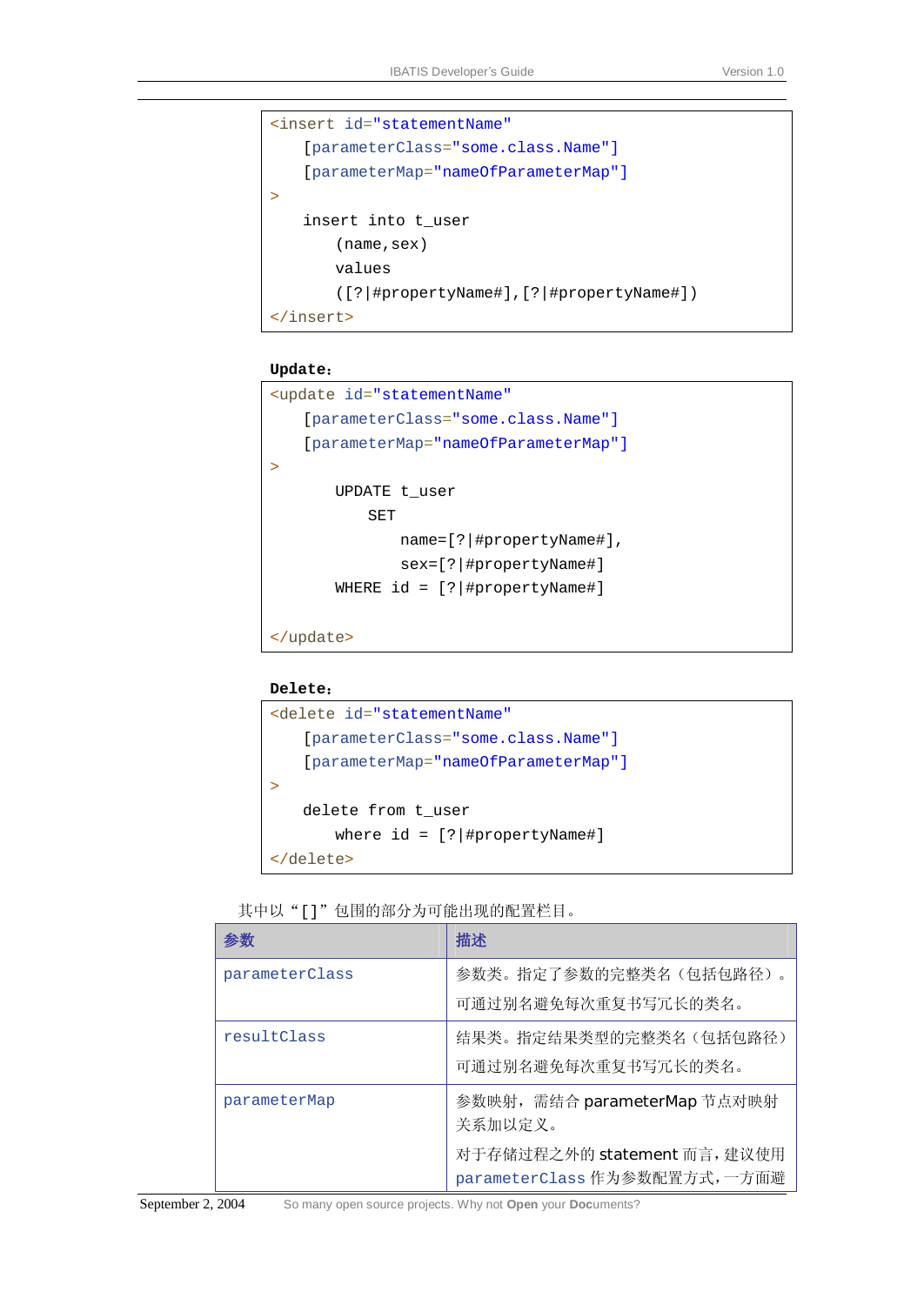```xml
<insert id="statementName"
    [parameterClass="some.class.Name"]
    [parameterMap="nameOfParameterMap"]
>
    insert into t_user
        (name,sex)
        values
        ([?|#propertyName#],[?|#propertyName#])
</insert>
```

**Update：**

```xml
<update id="statementName"
    [parameterClass="some.class.Name"]
    [parameterMap="nameOfParameterMap"]
>
        UPDATE t_user
            SET
                name=[?|#propertyName#],
                sex=[?|#propertyName#]
        WHERE id = [?|#propertyName#]

</update>
```

**Delete：**

```xml
<delete id="statementName"
    [parameterClass="some.class.Name"]
    [parameterMap="nameOfParameterMap"]
>
    delete from t_user
        where id = [?|#propertyName#]
</delete>
```

其中以“[]”包围的部分为可能出现的配置栏目。

| 参数 | 描述 |
| --- | --- |
| parameterClass | 参数类。指定了参数的完整类名（包括包路径）。可通过别名避免每次重复书写冗长的类名。 |
| resultClass | 结果类。指定结果类型的完整类名（包括包路径）可通过别名避免每次重复书写冗长的类名。 |
| parameterMap | 参数映射，需结合 parameterMap 节点对映射关系加以定义。<br>对于存储过程之外的 statement 而言，建议使用 parameterClass 作为参数配置方式，一方面避 |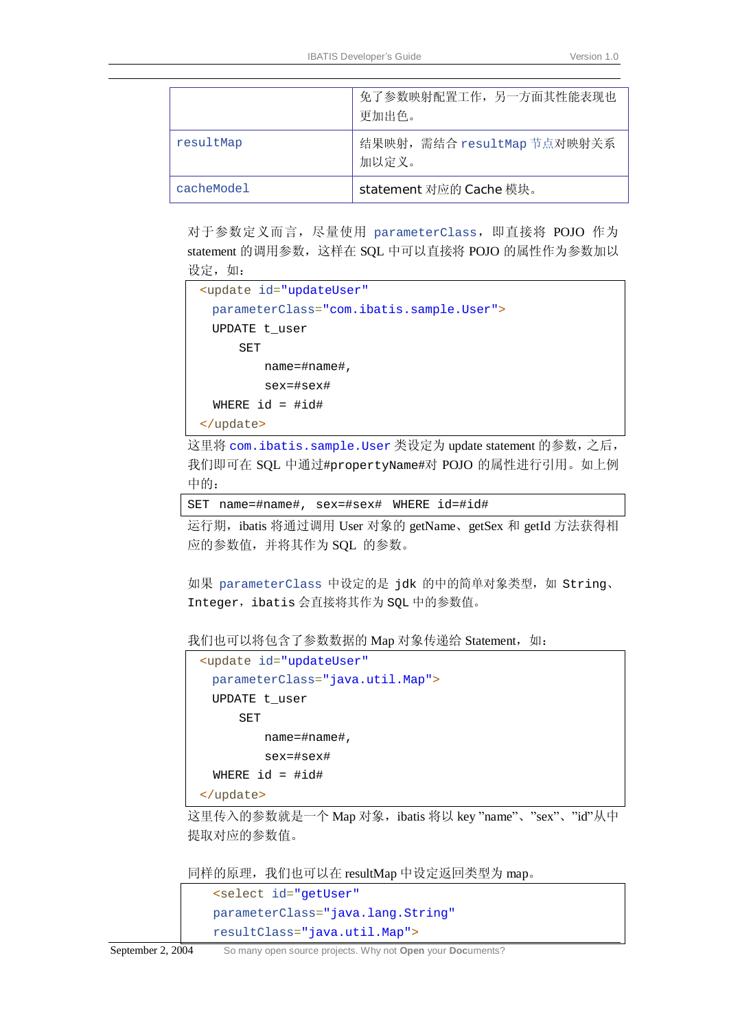| | |
|---|---|
| | 免了参数映射配置工作，另一方面其性能表现也更加出色。 |
| resultMap | 结果映射，需结合 resultMap 节点对映射关系加以定义。 |
| cacheModel | statement 对应的 Cache 模块。 |

对于参数定义而言，尽量使用 parameterClass，即直接将 POJO 作为 statement 的调用参数，这样在 SQL 中可以直接将 POJO 的属性作为参数加以设定，如：

```
<update id="updateUser"
  parameterClass="com.ibatis.sample.User">
  UPDATE t_user
      SET
          name=#name#,
          sex=#sex#
  WHERE id = #id#
</update>
```

这里将 com.ibatis.sample.User 类设定为 update statement 的参数，之后，我们即可在 SQL 中通过#propertyName#对 POJO 的属性进行引用。如上例中的：

```
SET  name=#name#,  sex=#sex#  WHERE  id=#id#
```

运行期，ibatis 将通过调用 User 对象的 getName、getSex 和 getId 方法获得相应的参数值，并将其作为 SQL 的参数。

如果 parameterClass 中设定的是 jdk 的中的简单对象类型，如 String、Integer，ibatis 会直接将其作为 SQL 中的参数值。

我们也可以将包含了参数数据的 Map 对象传递给 Statement，如：

```
<update id="updateUser"
  parameterClass="java.util.Map">
  UPDATE t_user
      SET
          name=#name#,
          sex=#sex#
  WHERE id = #id#
</update>
```

这里传入的参数就是一个 Map 对象，ibatis 将以 key ”name”、”sex”、”id”从中提取对应的参数值。

同样的原理，我们也可以在 resultMap 中设定返回类型为 map。

```
  <select id="getUser"
  parameterClass="java.lang.String"
  resultClass="java.util.Map">
```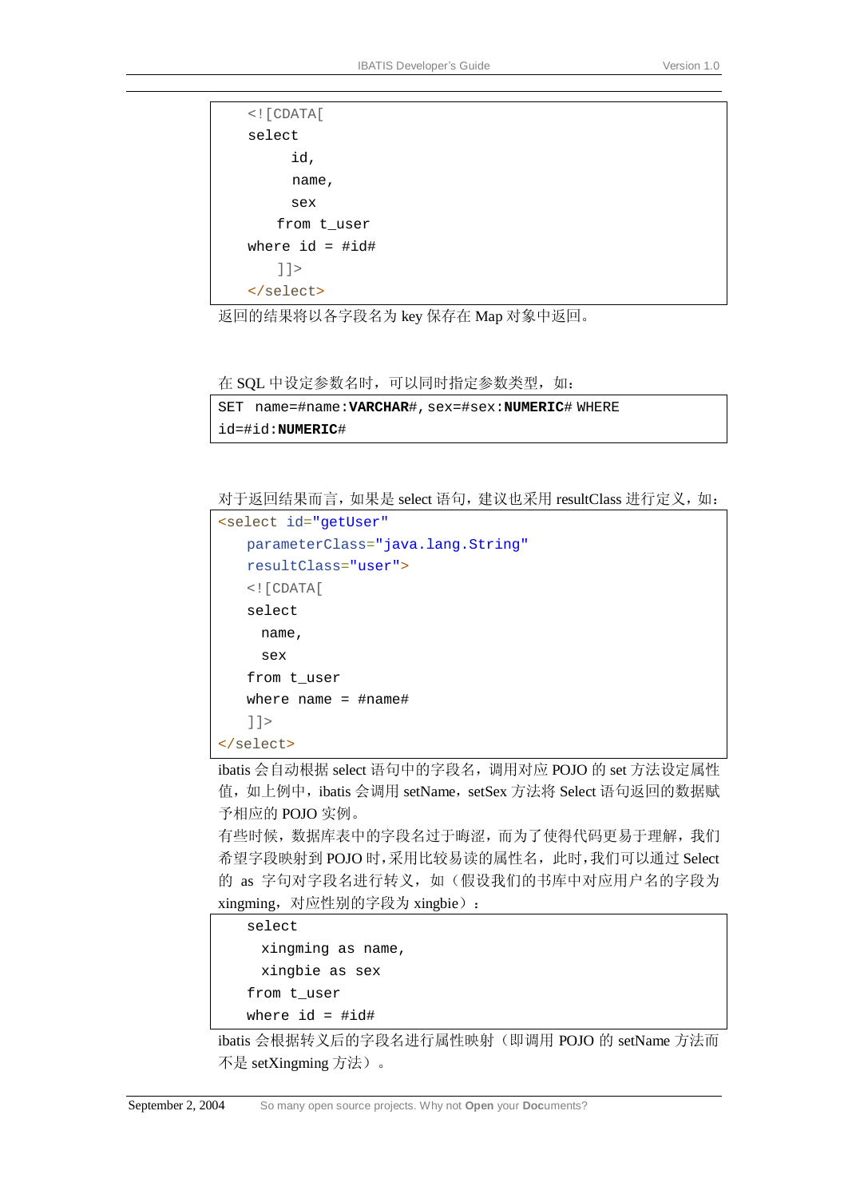```
    <![CDATA[
    select
          id,
          name,
          sex
        from t_user
    where id = #id#
        ]]>
    </select>
```

返回的结果将以各字段名为 key 保存在 Map 对象中返回。

在 SQL 中设定参数名时，可以同时指定参数类型，如：

```
SET name=#name:VARCHAR#,sex=#sex:NUMERIC# WHERE
id=#id:NUMERIC#
```

对于返回结果而言，如果是 select 语句，建议也采用 resultClass 进行定义，如：

```
<select id="getUser"
    parameterClass="java.lang.String"
    resultClass="user">
    <![CDATA[
    select
      name,
      sex
    from t_user
    where name = #name#
    ]]>
</select>
```

ibatis 会自动根据 select 语句中的字段名，调用对应 POJO 的 set 方法设定属性值，如上例中，ibatis 会调用 setName，setSex 方法将 Select 语句返回的数据赋予相应的 POJO 实例。

有些时候，数据库表中的字段名过于晦涩，而为了使得代码更易于理解，我们希望字段映射到 POJO 时，采用比较易读的属性名，此时，我们可以通过 Select 的 as 字句对字段名进行转义，如（假设我们的书库中对应用户名的字段为 xingming，对应性别的字段为 xingbie）：

```
    select
      xingming as name,
      xingbie as sex
    from t_user
    where id = #id#
```

ibatis 会根据转义后的字段名进行属性映射（即调用 POJO 的 setName 方法而不是 setXingming 方法）。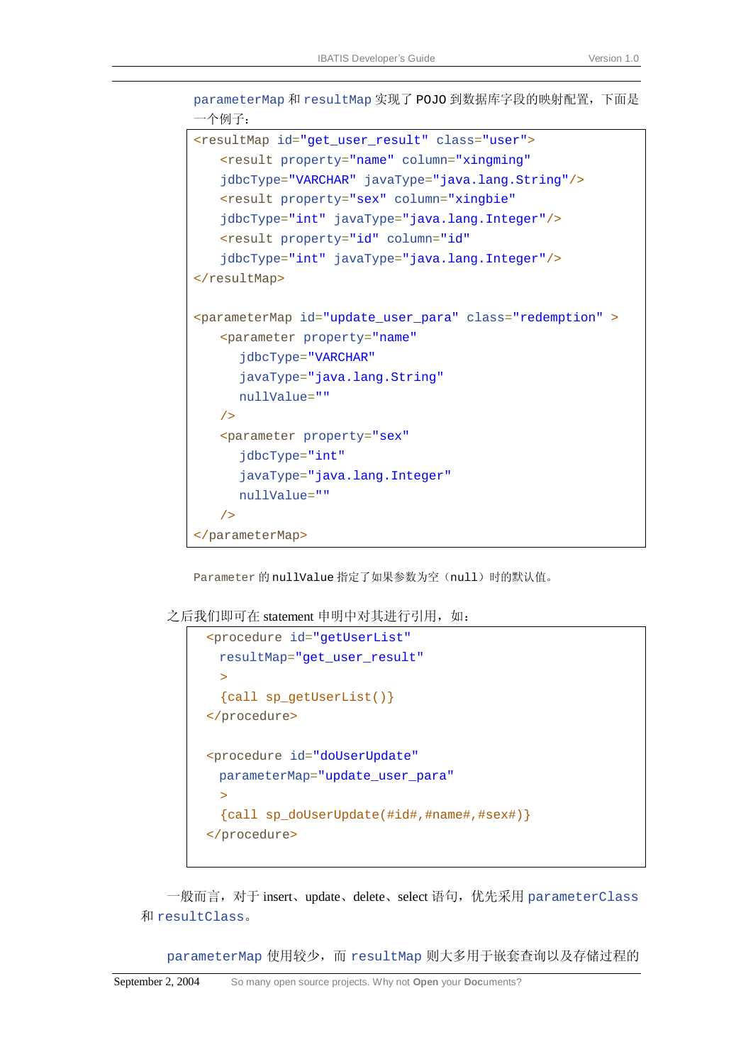parameterMap 和 resultMap 实现了 POJO 到数据库字段的映射配置，下面是一个例子：

```
<resultMap id="get_user_result" class="user">
    <result property="name" column="xingming"
    jdbcType="VARCHAR" javaType="java.lang.String"/>
    <result property="sex" column="xingbie"
    jdbcType="int" javaType="java.lang.Integer"/>
    <result property="id" column="id"
    jdbcType="int" javaType="java.lang.Integer"/>
</resultMap>

<parameterMap id="update_user_para" class="redemption" >
    <parameter property="name"
      jdbcType="VARCHAR"
      javaType="java.lang.String"
      nullValue=""
    />
    <parameter property="sex"
      jdbcType="int"
      javaType="java.lang.Integer"
      nullValue=""
    />
</parameterMap>
```

Parameter 的 nullValue 指定了如果参数为空（null）时的默认值。

之后我们即可在 statement 申明中对其进行引用，如：

```
<procedure id="getUserList"
  resultMap="get_user_result"
  >
  {call sp_getUserList()}
</procedure>

<procedure id="doUserUpdate"
  parameterMap="update_user_para"
  >
  {call sp_doUserUpdate(#id#,#name#,#sex#)}
</procedure>
```

一般而言，对于 insert、update、delete、select 语句，优先采用 parameterClass 和 resultClass。

parameterMap 使用较少，而 resultMap 则大多用于嵌套查询以及存储过程的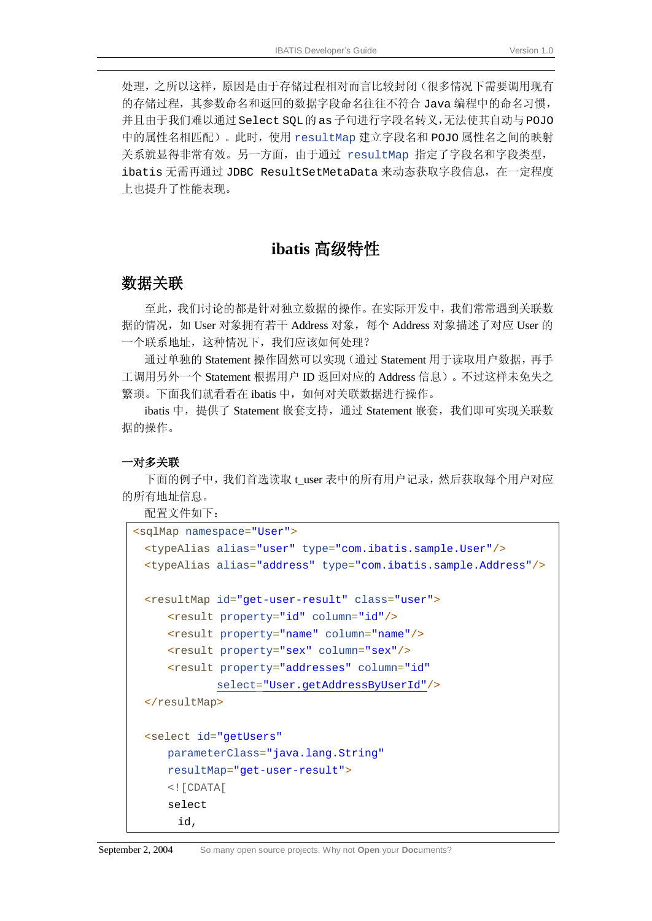处理，之所以这样，原因是由于存储过程相对而言比较封闭（很多情况下需要调用现有的存储过程，其参数命名和返回的数据字段命名往往不符合 Java 编程中的命名习惯，并且由于我们难以通过 Select SQL 的 as 子句进行字段名转义，无法使其自动与 POJO 中的属性名相匹配）。此时，使用 resultMap 建立字段名和 POJO 属性名之间的映射关系就显得非常有效。另一方面，由于通过 resultMap 指定了字段名和字段类型，ibatis 无需再通过 JDBC ResultSetMetaData 来动态获取字段信息，在一定程度上也提升了性能表现。

# ibatis 高级特性

## 数据关联

至此，我们讨论的都是针对独立数据的操作。在实际开发中，我们常常遇到关联数据的情况，如 User 对象拥有若干 Address 对象，每个 Address 对象描述了对应 User 的一个联系地址，这种情况下，我们应该如何处理？

通过单独的 Statement 操作固然可以实现（通过 Statement 用于读取用户数据，再手工调用另外一个 Statement 根据用户 ID 返回对应的 Address 信息）。不过这样未免失之繁琐。下面我们就看看在 ibatis 中，如何对关联数据进行操作。

ibatis 中，提供了 Statement 嵌套支持，通过 Statement 嵌套，我们即可实现关联数据的操作。

### 一对多关联

下面的例子中，我们首选读取 t_user 表中的所有用户记录，然后获取每个用户对应的所有地址信息。

配置文件如下：

```
<sqlMap namespace="User">
  <typeAlias alias="user" type="com.ibatis.sample.User"/>
  <typeAlias alias="address" type="com.ibatis.sample.Address"/>

  <resultMap id="get-user-result" class="user">
      <result property="id" column="id"/>
      <result property="name" column="name"/>
      <result property="sex" column="sex"/>
      <result property="addresses" column="id"
              select="User.getAddressByUserId"/>
  </resultMap>

  <select id="getUsers"
      parameterClass="java.lang.String"
      resultMap="get-user-result">
      <![CDATA[
      select
        id,
```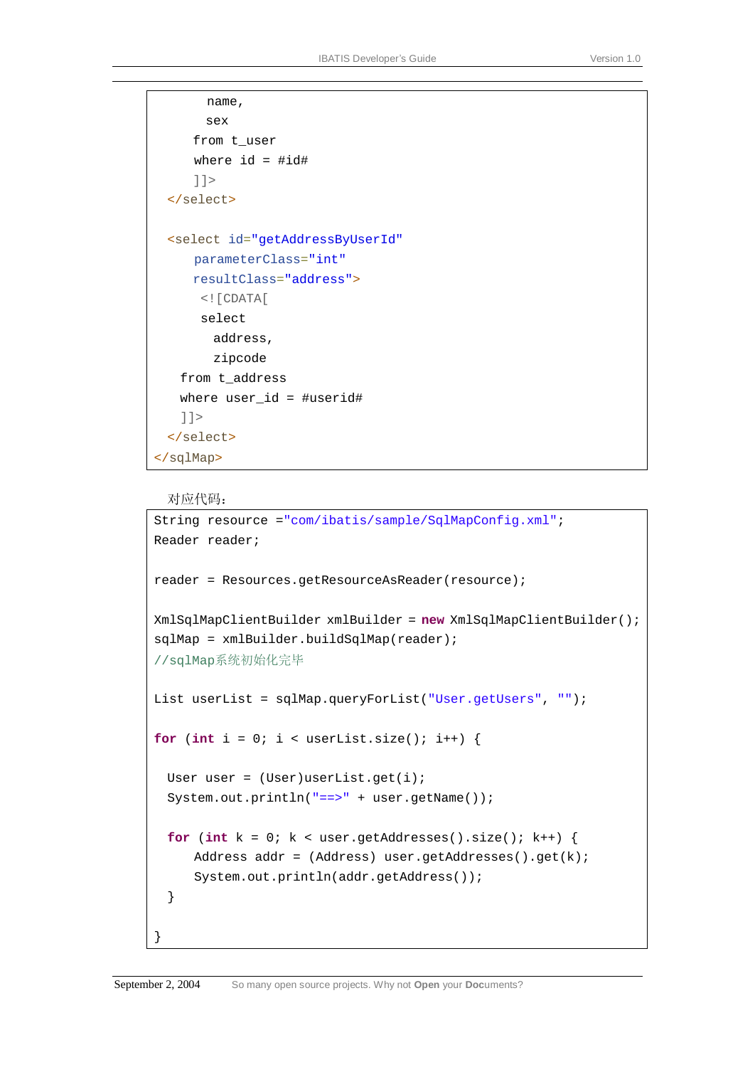```xml
        name,
        sex
      from t_user
      where id = #id#
      ]]>
  </select>

  <select id="getAddressByUserId"
      parameterClass="int"
      resultClass="address">
       <![CDATA[
       select
         address,
         zipcode
    from t_address
    where user_id = #userid#
    ]]>
  </select>
</sqlMap>
```

对应代码：

```java
String resource ="com/ibatis/sample/SqlMapConfig.xml";
Reader reader;

reader = Resources.getResourceAsReader(resource);

XmlSqlMapClientBuilder xmlBuilder = new XmlSqlMapClientBuilder();
sqlMap = xmlBuilder.buildSqlMap(reader);
//sqlMap系统初始化完毕

List userList = sqlMap.queryForList("User.getUsers", "");

for (int i = 0; i < userList.size(); i++) {

  User user = (User)userList.get(i);
  System.out.println("==>" + user.getName());

  for (int k = 0; k < user.getAddresses().size(); k++) {
      Address addr = (Address) user.getAddresses().get(k);
      System.out.println(addr.getAddress());
  }

}
```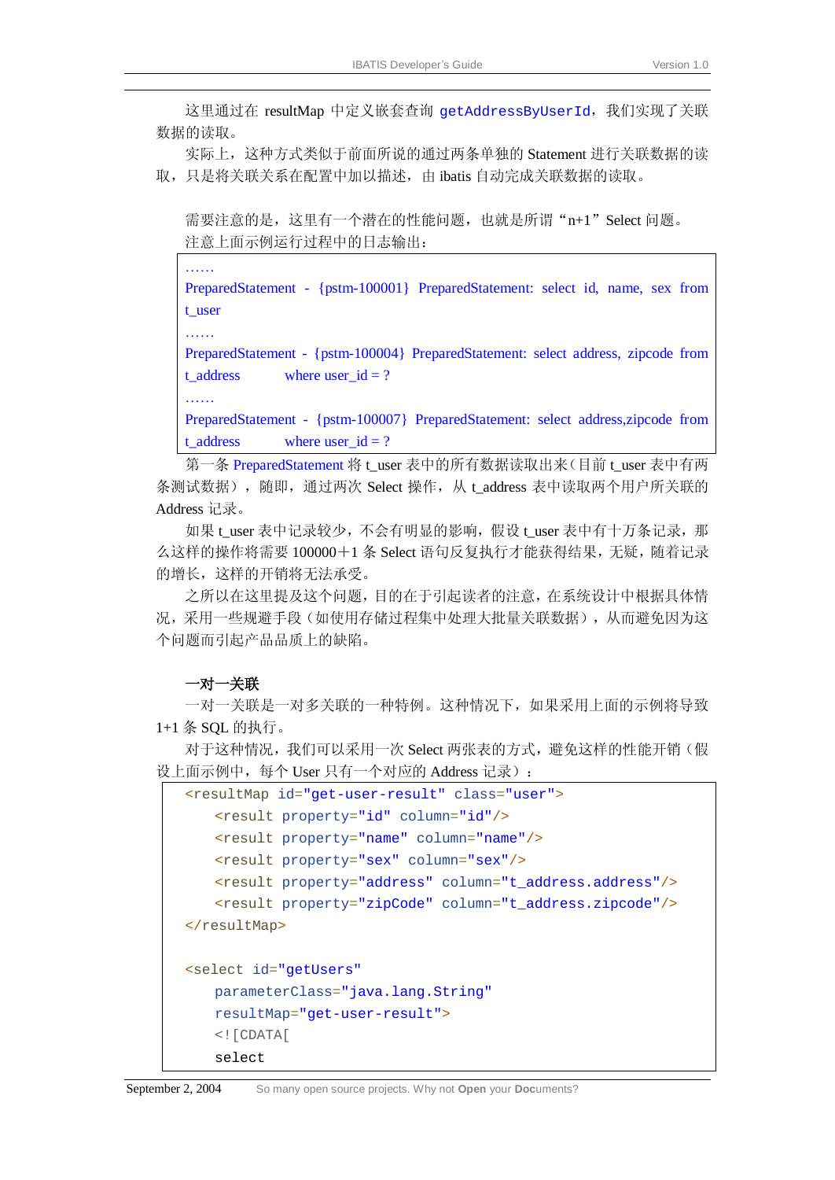这里通过在 resultMap 中定义嵌套查询 getAddressByUserId，我们实现了关联数据的读取。

实际上，这种方式类似于前面所说的通过两条单独的 Statement 进行关联数据的读取，只是将关联关系在配置中加以描述，由 ibatis 自动完成关联数据的读取。

需要注意的是，这里有一个潜在的性能问题，也就是所谓“n+1”Select 问题。

注意上面示例运行过程中的日志输出：

```
……
PreparedStatement - {pstm-100001} PreparedStatement: select id, name, sex from t_user
……
PreparedStatement - {pstm-100004} PreparedStatement: select address, zipcode from t_address      where user_id = ?
……
PreparedStatement - {pstm-100007} PreparedStatement: select address,zipcode from t_address      where user_id = ?
```

第一条 PreparedStatement 将 t_user 表中的所有数据读取出来（目前 t_user 表中有两条测试数据），随即，通过两次 Select 操作，从 t_address 表中读取两个用户所关联的 Address 记录。

如果 t_user 表中记录较少，不会有明显的影响，假设 t_user 表中有十万条记录，那么这样的操作将需要 100000＋1 条 Select 语句反复执行才能获得结果，无疑，随着记录的增长，这样的开销将无法承受。

之所以在这里提及这个问题，目的在于引起读者的注意，在系统设计中根据具体情况，采用一些规避手段（如使用存储过程集中处理大批量关联数据），从而避免因为这个问题而引起产品品质上的缺陷。

**一对一关联**

一对一关联是一对多关联的一种特例。这种情况下，如果采用上面的示例将导致 1+1 条 SQL 的执行。

对于这种情况，我们可以采用一次 Select 两张表的方式，避免这样的性能开销（假设上面示例中，每个 User 只有一个对应的 Address 记录）：

```xml
<resultMap id="get-user-result" class="user">
    <result property="id" column="id"/>
    <result property="name" column="name"/>
    <result property="sex" column="sex"/>
    <result property="address" column="t_address.address"/>
    <result property="zipCode" column="t_address.zipcode"/>
</resultMap>

<select id="getUsers"
    parameterClass="java.lang.String"
    resultMap="get-user-result">
    <![CDATA[
    select
```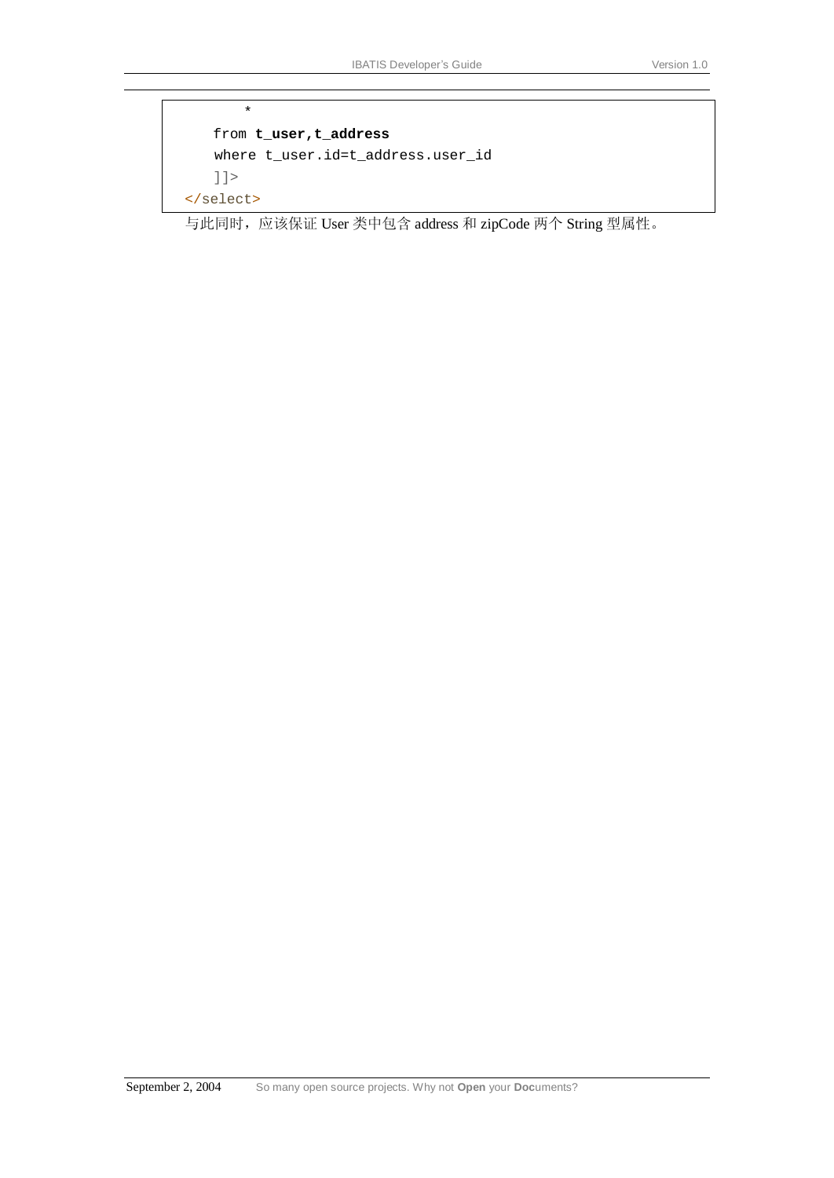```
        *
    from t_user,t_address
    where t_user.id=t_address.user_id
    ]]>
</select>
```

与此同时，应该保证 User 类中包含 address 和 zipCode 两个 String 型属性。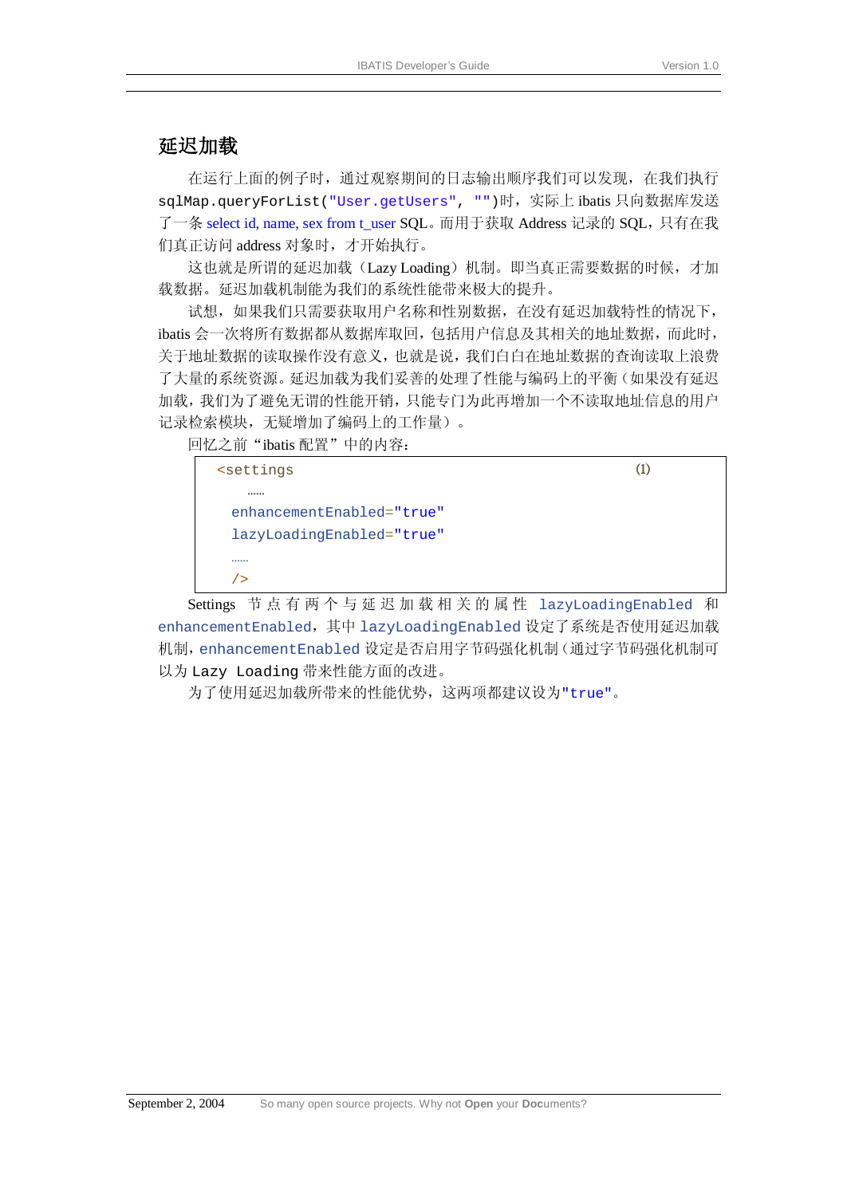## 延迟加载

在运行上面的例子时，通过观察期间的日志输出顺序我们可以发现，在我们执行 sqlMap.queryForList("User.getUsers", "")时，实际上 ibatis 只向数据库发送了一条 select id, name, sex from t_user SQL。而用于获取 Address 记录的 SQL，只有在我们真正访问 address 对象时，才开始执行。

这也就是所谓的延迟加载（Lazy Loading）机制。即当真正需要数据的时候，才加载数据。延迟加载机制能为我们的系统性能带来极大的提升。

试想，如果我们只需要获取用户名称和性别数据，在没有延迟加载特性的情况下，ibatis 会一次将所有数据都从数据库取回，包括用户信息及其相关的地址数据，而此时，关于地址数据的读取操作没有意义，也就是说，我们白白在地址数据的查询读取上浪费了大量的系统资源。延迟加载为我们妥善的处理了性能与编码上的平衡（如果没有延迟加载，我们为了避免无谓的性能开销，只能专门为此再增加一个不读取地址信息的用户记录检索模块，无疑增加了编码上的工作量）。

回忆之前"ibatis 配置"中的内容：

```
<settings                                          (1)
   ......
  enhancementEnabled="true"
  lazyLoadingEnabled="true"
  ......
  />
```

Settings 节点有两个与延迟加载相关的属性 lazyLoadingEnabled 和 enhancementEnabled，其中 lazyLoadingEnabled 设定了系统是否使用延迟加载机制，enhancementEnabled 设定是否启用字节码强化机制（通过字节码强化机制可以为 Lazy Loading 带来性能方面的改进。

为了使用延迟加载所带来的性能优势，这两项都建议设为"true"。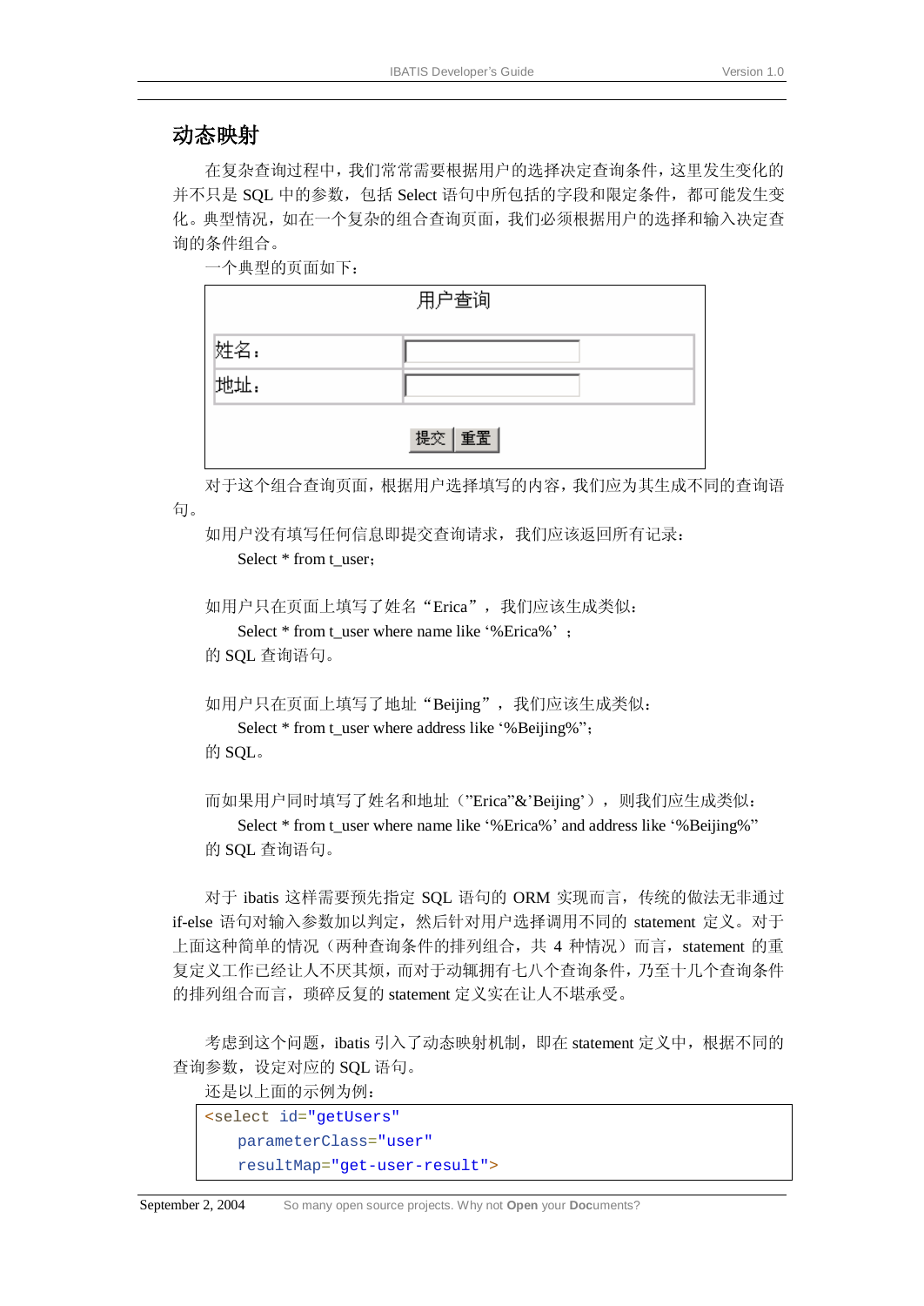## 动态映射

在复杂查询过程中，我们常常需要根据用户的选择决定查询条件，这里发生变化的并不只是 SQL 中的参数，包括 Select 语句中所包括的字段和限定条件，都可能发生变化。典型情况，如在一个复杂的组合查询页面，我们必须根据用户的选择和输入决定查询的条件组合。

一个典型的页面如下：

| 用户查询 | |
|---|---|
| 姓名： | |
| 地址： | |
| 提交 重置 | |

对于这个组合查询页面，根据用户选择填写的内容，我们应为其生成不同的查询语句。

如用户没有填写任何信息即提交查询请求，我们应该返回所有记录：

Select * from t_user；

如用户只在页面上填写了姓名“Erica”，我们应该生成类似：

Select * from t_user where name like ‘%Erica%’ ；

的 SQL 查询语句。

如用户只在页面上填写了地址“Beijing”，我们应该生成类似：

Select * from t_user where address like ‘%Beijing%”;

的 SQL。

而如果用户同时填写了姓名和地址（”Erica”&’Beijing’），则我们应生成类似：

Select * from t_user where name like ‘%Erica%’ and address like ‘%Beijing%”

的 SQL 查询语句。

对于 ibatis 这样需要预先指定 SQL 语句的 ORM 实现而言，传统的做法无非通过 if-else 语句对输入参数加以判定，然后针对用户选择调用不同的 statement 定义。对于上面这种简单的情况（两种查询条件的排列组合，共 4 种情况）而言，statement 的重复定义工作已经让人不厌其烦，而对于动辄拥有七八个查询条件，乃至十几个查询条件的排列组合而言，琐碎反复的 statement 定义实在让人不堪承受。

考虑到这个问题，ibatis 引入了动态映射机制，即在 statement 定义中，根据不同的查询参数，设定对应的 SQL 语句。

还是以上面的示例为例：

```
<select id="getUsers"
    parameterClass="user"
    resultMap="get-user-result">
```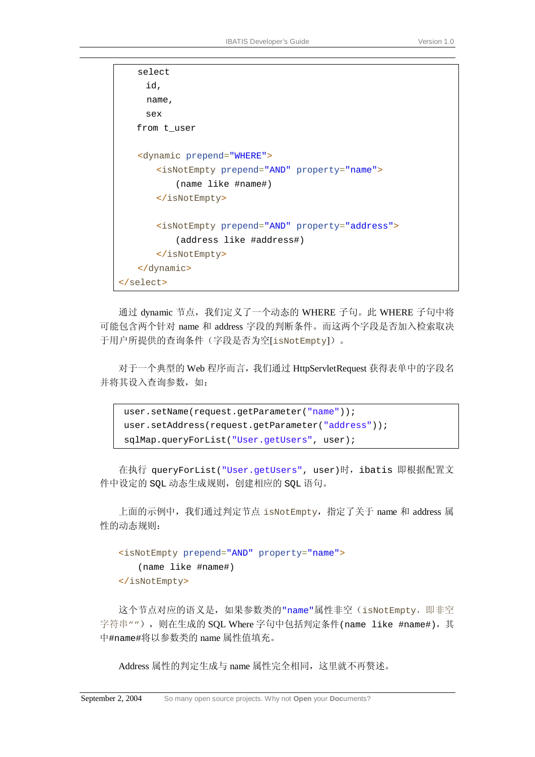```
    select
      id,
      name,
      sex
    from t_user

    <dynamic prepend="WHERE">
        <isNotEmpty prepend="AND" property="name">
            (name like #name#)
        </isNotEmpty>

        <isNotEmpty prepend="AND" property="address">
            (address like #address#)
        </isNotEmpty>
    </dynamic>
</select>
```

通过 dynamic 节点，我们定义了一个动态的 WHERE 子句。此 WHERE 子句中将可能包含两个针对 name 和 address 字段的判断条件。而这两个字段是否加入检索取决于用户所提供的查询条件（字段是否为空[isNotEmpty]）。

对于一个典型的 Web 程序而言，我们通过 HttpServletRequest 获得表单中的字段名并将其设入查询参数，如：

```
user.setName(request.getParameter("name"));
user.setAddress(request.getParameter("address"));
sqlMap.queryForList("User.getUsers", user);
```

在执行 queryForList("User.getUsers", user)时，ibatis 即根据配置文件中设定的 SQL 动态生成规则，创建相应的 SQL 语句。

上面的示例中，我们通过判定节点 isNotEmpty，指定了关于 name 和 address 属性的动态规则：

```
<isNotEmpty prepend="AND" property="name">
    (name like #name#)
</isNotEmpty>
```

这个节点对应的语义是，如果参数类的"name"属性非空（isNotEmpty，即非空字符串""），则在生成的 SQL Where 字句中包括判定条件(name like #name#)，其中#name#将以参数类的 name 属性值填充。

Address 属性的判定生成与 name 属性完全相同，这里就不再赘述。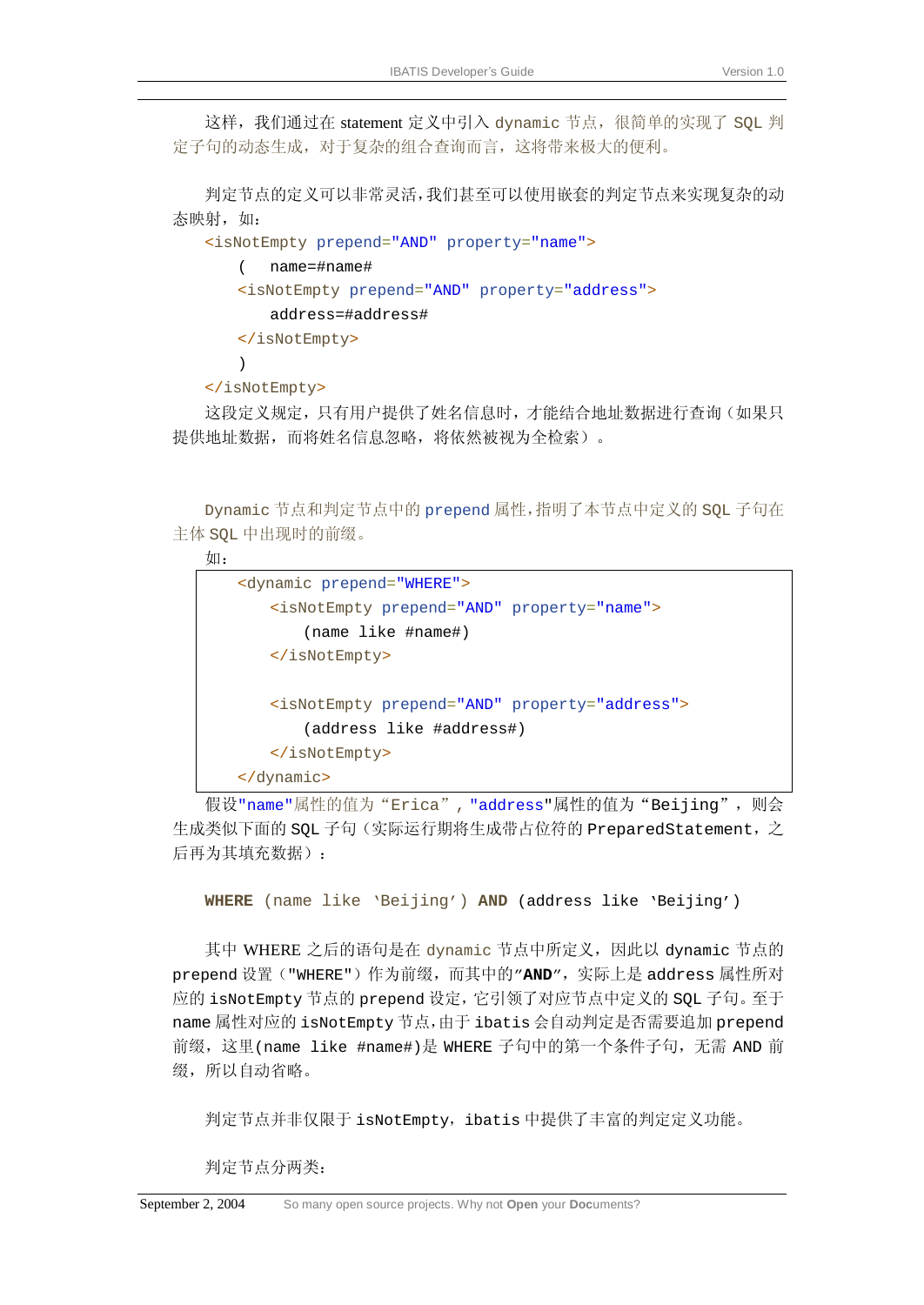这样，我们通过在 statement 定义中引入 dynamic 节点，很简单的实现了 SQL 判定子句的动态生成，对于复杂的组合查询而言，这将带来极大的便利。

判定节点的定义可以非常灵活，我们甚至可以使用嵌套的判定节点来实现复杂的动态映射，如：

```
<isNotEmpty prepend="AND" property="name">
    (   name=#name#
    <isNotEmpty prepend="AND" property="address">
        address=#address#
    </isNotEmpty>
    )
</isNotEmpty>
```

这段定义规定，只有用户提供了姓名信息时，才能结合地址数据进行查询（如果只提供地址数据，而将姓名信息忽略，将依然被视为全检索）。

Dynamic 节点和判定节点中的 prepend 属性，指明了本节点中定义的 SQL 子句在主体 SQL 中出现时的前缀。

如：

```
<dynamic prepend="WHERE">
    <isNotEmpty prepend="AND" property="name">
        (name like #name#)
    </isNotEmpty>

    <isNotEmpty prepend="AND" property="address">
        (address like #address#)
    </isNotEmpty>
</dynamic>
```

假设"name"属性的值为“Erica”，"address"属性的值为“Beijing”，则会生成类似下面的 SQL 子句（实际运行期将生成带占位符的 PreparedStatement，之后再为其填充数据）：

```
WHERE (name like 'Beijing') AND (address like 'Beijing')
```

其中 WHERE 之后的语句是在 dynamic 节点中所定义，因此以 dynamic 节点的 prepend 设置（"WHERE"）作为前缀，而其中的"**AND**"，实际上是 address 属性所对应的 isNotEmpty 节点的 prepend 设定，它引领了对应节点中定义的 SQL 子句。至于 name 属性对应的 isNotEmpty 节点，由于 ibatis 会自动判定是否需要追加 prepend 前缀，这里(name like #name#)是 WHERE 子句中的第一个条件子句，无需 AND 前缀，所以自动省略。

判定节点并非仅限于 isNotEmpty，ibatis 中提供了丰富的判定定义功能。

判定节点分两类：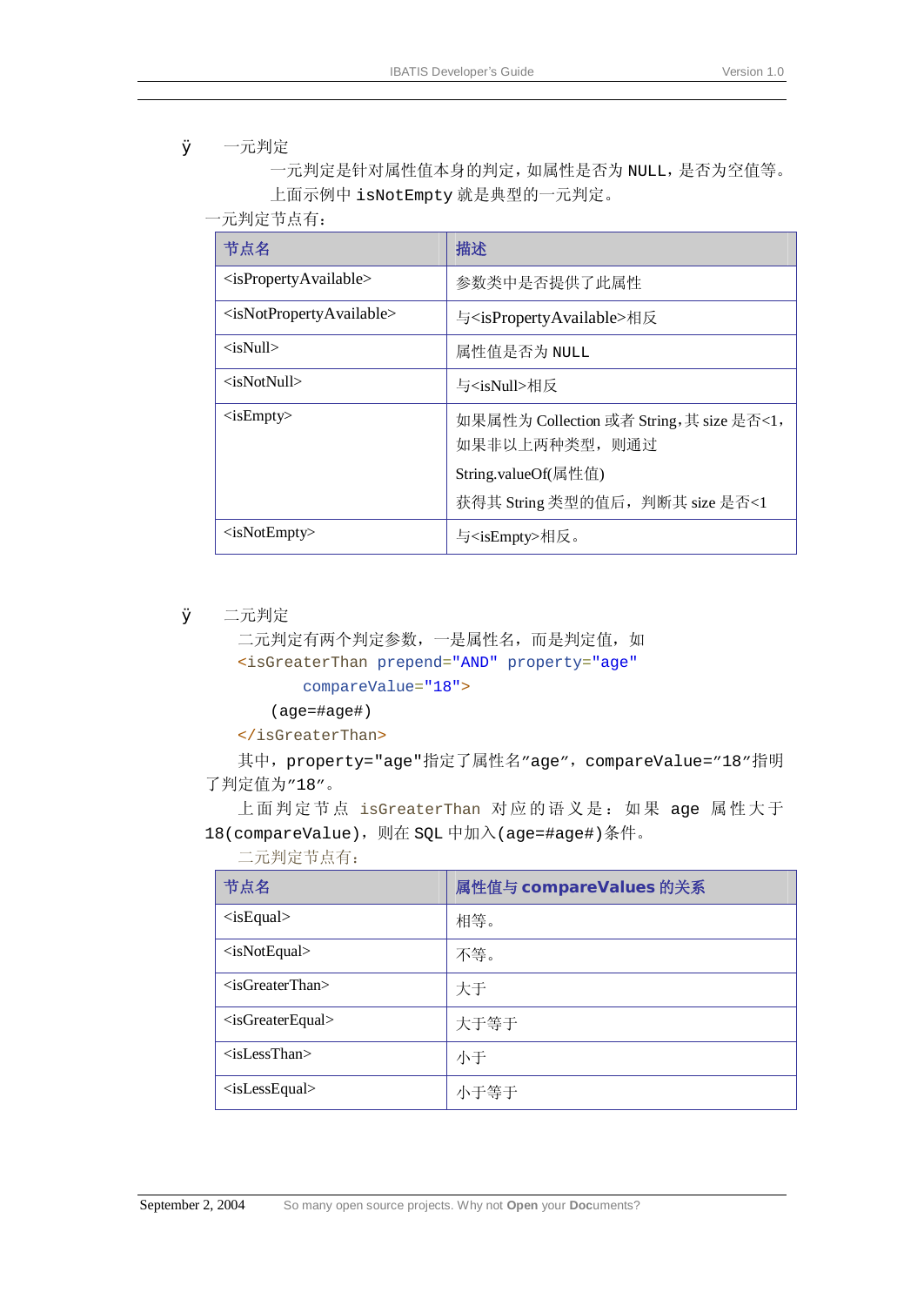- 一元判定

  一元判定是针对属性值本身的判定，如属性是否为 NULL，是否为空值等。

  上面示例中 isNotEmpty 就是典型的一元判定。

一元判定节点有：

| 节点名 | 描述 |
|---|---|
| <isPropertyAvailable> | 参数类中是否提供了此属性 |
| <isNotPropertyAvailable> | 与<isPropertyAvailable>相反 |
| <isNull> | 属性值是否为 NULL |
| <isNotNull> | 与<isNull>相反 |
| <isEmpty> | 如果属性为 Collection 或者 String，其 size 是否<1，如果非以上两种类型，则通过 String.valueOf(属性值) 获得其 String 类型的值后，判断其 size 是否<1 |
| <isNotEmpty> | 与<isEmpty>相反。 |

- 二元判定

  二元判定有两个判定参数，一是属性名，而是判定值，如

```
<isGreaterThan prepend="AND" property="age"
        compareValue="18">
    (age=#age#)
</isGreaterThan>
```

  其中，property="age"指定了属性名"age"，compareValue="18"指明了判定值为"18"。

  上面判定节点 isGreaterThan 对应的语义是：如果 age 属性大于 18(compareValue)，则在 SQL 中加入(age=#age#)条件。

  二元判定节点有：

| 节点名 | 属性值与 compareValues 的关系 |
|---|---|
| <isEqual> | 相等。 |
| <isNotEqual> | 不等。 |
| <isGreaterThan> | 大于 |
| <isGreaterEqual> | 大于等于 |
| <isLessThan> | 小于 |
| <isLessEqual> | 小于等于 |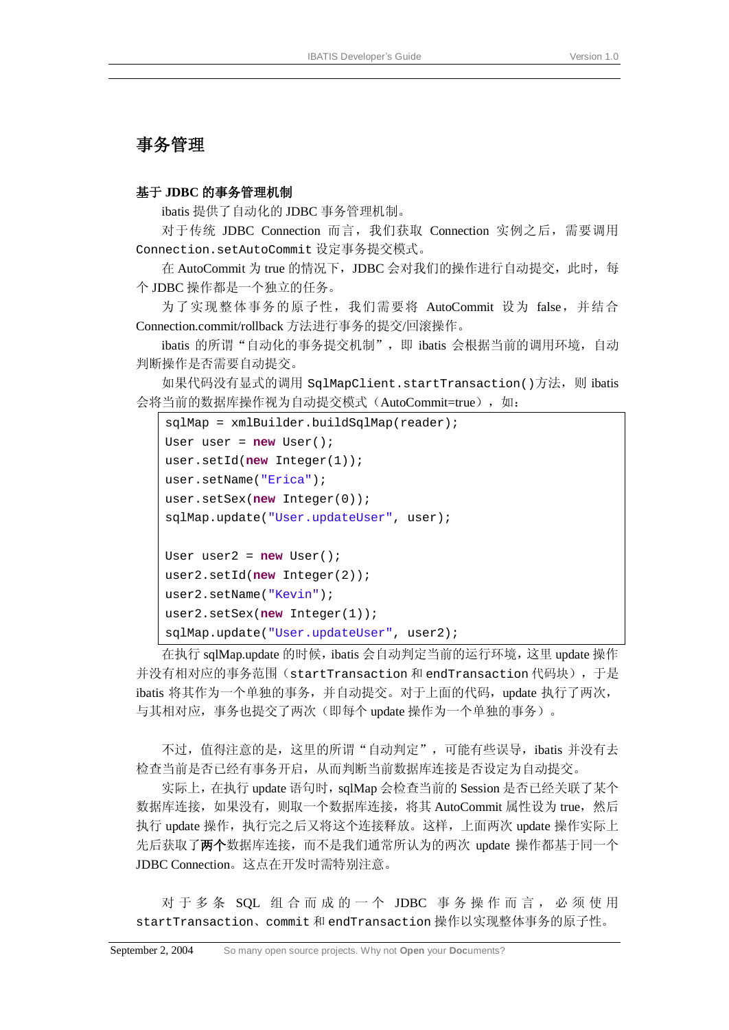# 事务管理

### 基于 JDBC 的事务管理机制

ibatis 提供了自动化的 JDBC 事务管理机制。

对于传统 JDBC Connection 而言，我们获取 Connection 实例之后，需要调用 `Connection.setAutoCommit` 设定事务提交模式。

在 AutoCommit 为 true 的情况下，JDBC 会对我们的操作进行自动提交，此时，每个 JDBC 操作都是一个独立的任务。

为了实现整体事务的原子性，我们需要将 AutoCommit 设为 false，并结合 Connection.commit/rollback 方法进行事务的提交/回滚操作。

ibatis 的所谓“自动化的事务提交机制”，即 ibatis 会根据当前的调用环境，自动判断操作是否需要自动提交。

如果代码没有显式的调用 `SqlMapClient.startTransaction()`方法，则 ibatis 会将当前的数据库操作视为自动提交模式（AutoCommit=true），如：

```
sqlMap = xmlBuilder.buildSqlMap(reader);
User user = new User();
user.setId(new Integer(1));
user.setName("Erica");
user.setSex(new Integer(0));
sqlMap.update("User.updateUser", user);

User user2 = new User();
user2.setId(new Integer(2));
user2.setName("Kevin");
user2.setSex(new Integer(1));
sqlMap.update("User.updateUser", user2);
```

在执行 sqlMap.update 的时候，ibatis 会自动判定当前的运行环境，这里 update 操作并没有相对应的事务范围（`startTransaction` 和 `endTransaction` 代码块），于是 ibatis 将其作为一个单独的事务，并自动提交。对于上面的代码，update 执行了两次，与其相对应，事务也提交了两次（即每个 update 操作为一个单独的事务）。

不过，值得注意的是，这里的所谓“自动判定”，可能有些误导，ibatis 并没有去检查当前是否已经有事务开启，从而判断当前数据库连接是否设定为自动提交。

实际上，在执行 update 语句时，sqlMap 会检查当前的 Session 是否已经关联了某个数据库连接，如果没有，则取一个数据库连接，将其 AutoCommit 属性设为 true，然后执行 update 操作，执行完之后又将这个连接释放。这样，上面两次 update 操作实际上先后获取了**两个**数据库连接，而不是我们通常所认为的两次 update 操作都基于同一个 JDBC Connection。这点在开发时需特别注意。

对于多条 SQL 组合而成的一个 JDBC 事务操作而言，必须使用 `startTransaction`、`commit` 和 `endTransaction` 操作以实现整体事务的原子性。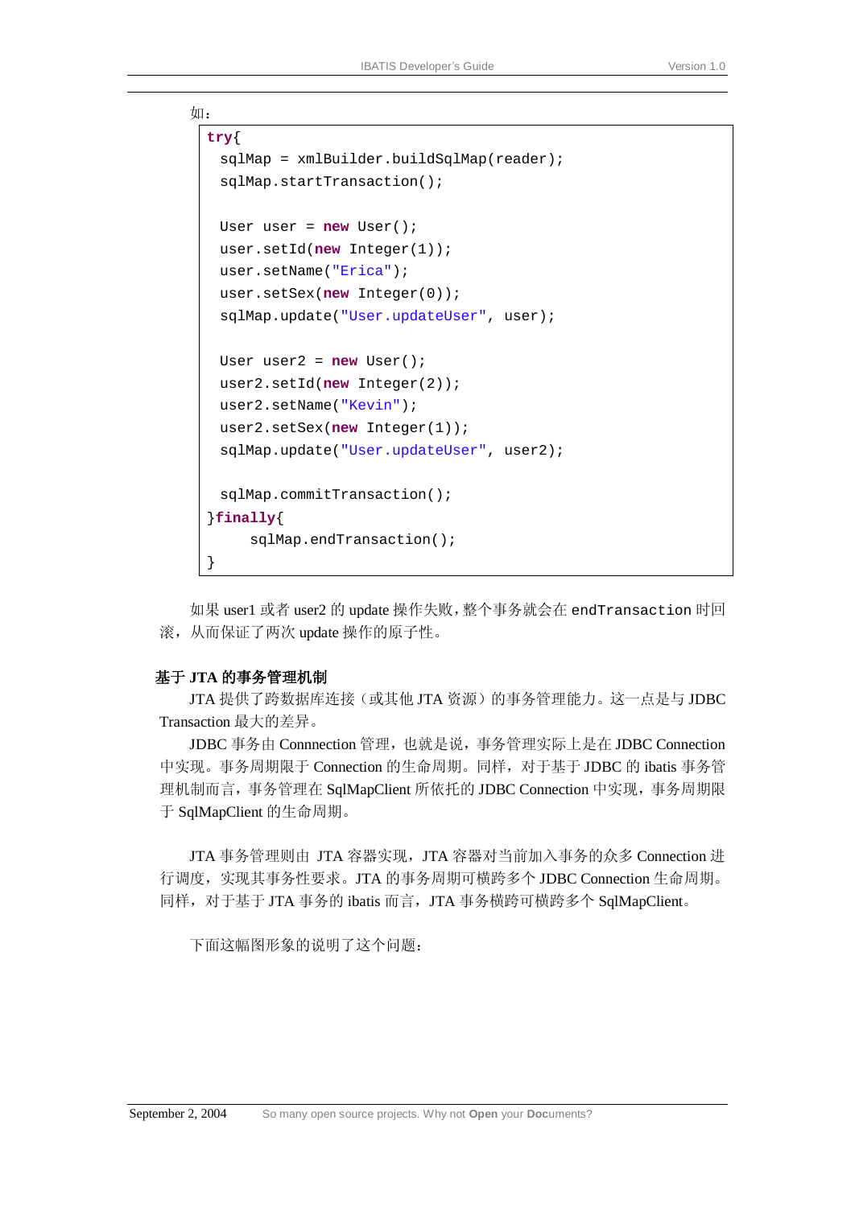如：

```
try{
  sqlMap = xmlBuilder.buildSqlMap(reader);
  sqlMap.startTransaction();

  User user = new User();
  user.setId(new Integer(1));
  user.setName("Erica");
  user.setSex(new Integer(0));
  sqlMap.update("User.updateUser", user);

  User user2 = new User();
  user2.setId(new Integer(2));
  user2.setName("Kevin");
  user2.setSex(new Integer(1));
  sqlMap.update("User.updateUser", user2);

  sqlMap.commitTransaction();
}finally{
     sqlMap.endTransaction();
}
```

如果 user1 或者 user2 的 update 操作失败，整个事务就会在 endTransaction 时回滚，从而保证了两次 update 操作的原子性。

**基于 JTA 的事务管理机制**

JTA 提供了跨数据库连接（或其他 JTA 资源）的事务管理能力。这一点是与 JDBC Transaction 最大的差异。

JDBC 事务由 Connnection 管理，也就是说，事务管理实际上是在 JDBC Connection 中实现。事务周期限于 Connection 的生命周期。同样，对于基于 JDBC 的 ibatis 事务管理机制而言，事务管理在 SqlMapClient 所依托的 JDBC Connection 中实现，事务周期限于 SqlMapClient 的生命周期。

JTA 事务管理则由 JTA 容器实现，JTA 容器对当前加入事务的众多 Connection 进行调度，实现其事务性要求。JTA 的事务周期可横跨多个 JDBC Connection 生命周期。同样，对于基于 JTA 事务的 ibatis 而言，JTA 事务横跨可横跨多个 SqlMapClient。

下面这幅图形象的说明了这个问题：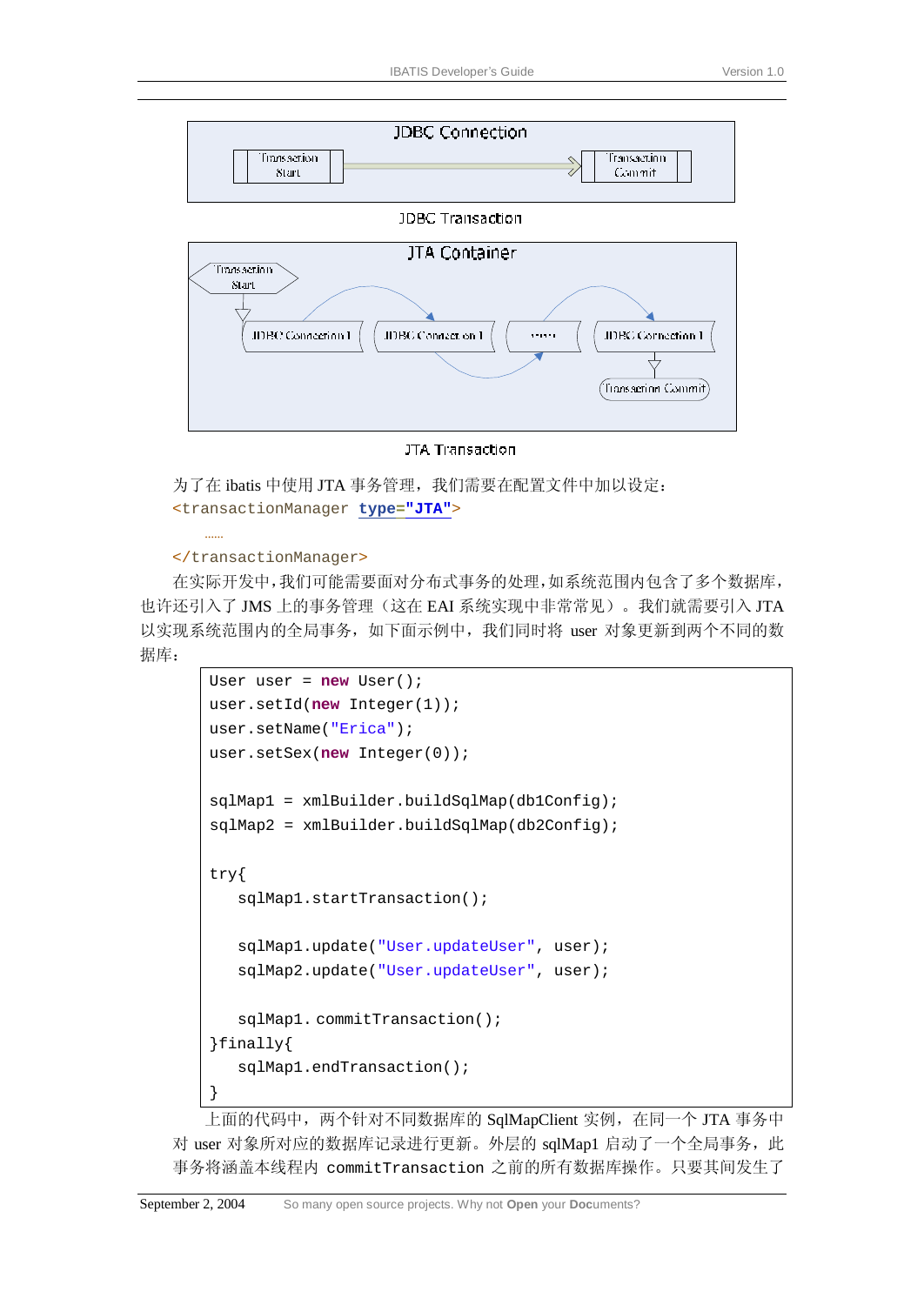JDBC Transaction

JTA Transaction

为了在 ibatis 中使用 JTA 事务管理，我们需要在配置文件中加以设定：

```
<transactionManager type="JTA">
    ……
</transactionManager>
```

在实际开发中，我们可能需要面对分布式事务的处理，如系统范围内包含了多个数据库，也许还引入了 JMS 上的事务管理（这在 EAI 系统实现中非常常见）。我们就需要引入 JTA 以实现系统范围内的全局事务，如下面示例中，我们同时将 user 对象更新到两个不同的数据库：

```
User user = new User();
user.setId(new Integer(1));
user.setName("Erica");
user.setSex(new Integer(0));

sqlMap1 = xmlBuilder.buildSqlMap(db1Config);
sqlMap2 = xmlBuilder.buildSqlMap(db2Config);

try{
   sqlMap1.startTransaction();

   sqlMap1.update("User.updateUser", user);
   sqlMap2.update("User.updateUser", user);

   sqlMap1. commitTransaction();
}finally{
   sqlMap1.endTransaction();
}
```

上面的代码中，两个针对不同数据库的 SqlMapClient 实例，在同一个 JTA 事务中对 user 对象所对应的数据库记录进行更新。外层的 sqlMap1 启动了一个全局事务，此事务将涵盖本线程内 commitTransaction 之前的所有数据库操作。只要其间发生了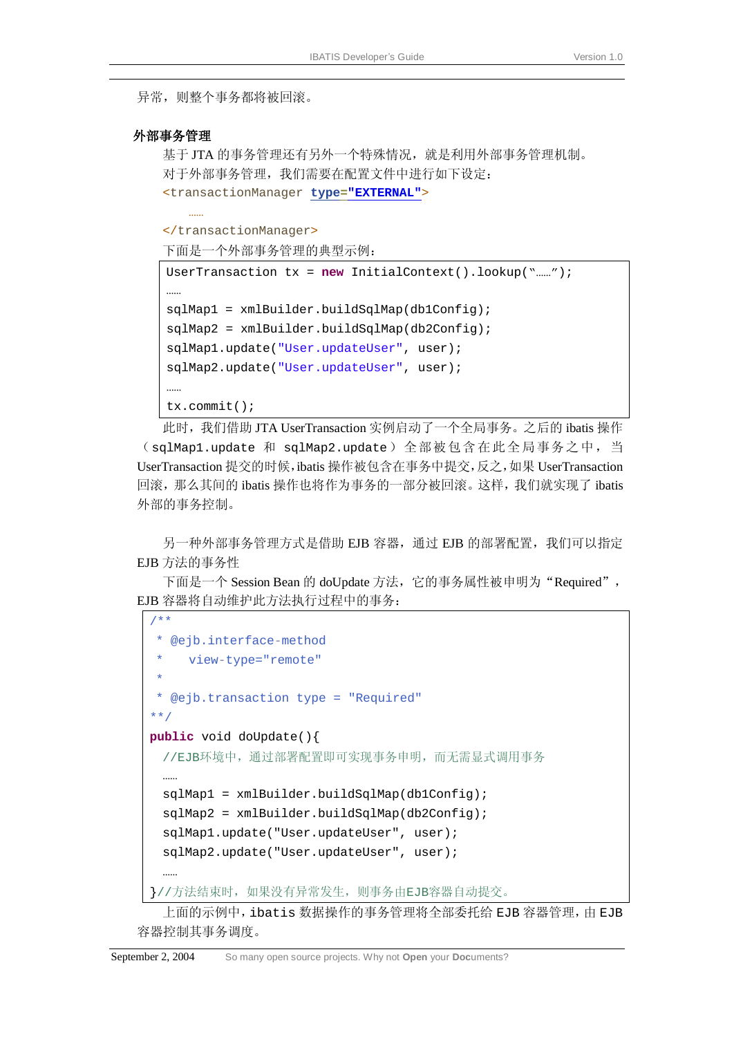异常，则整个事务都将被回滚。

### 外部事务管理

基于 JTA 的事务管理还有另外一个特殊情况，就是利用外部事务管理机制。

对于外部事务管理，我们需要在配置文件中进行如下设定：

```
<transactionManager type="EXTERNAL">
    ……
</transactionManager>
```

下面是一个外部事务管理的典型示例：

```
UserTransaction tx = new InitialContext().lookup("……");
……
sqlMap1 = xmlBuilder.buildSqlMap(db1Config);
sqlMap2 = xmlBuilder.buildSqlMap(db2Config);
sqlMap1.update("User.updateUser", user);
sqlMap2.update("User.updateUser", user);
……
tx.commit();
```

此时，我们借助 JTA UserTransaction 实例启动了一个全局事务。之后的 ibatis 操作（sqlMap1.update 和 sqlMap2.update）全部被包含在此全局事务之中，当 UserTransaction 提交的时候，ibatis 操作被包含在事务中提交，反之，如果 UserTransaction 回滚，那么其间的 ibatis 操作也将作为事务的一部分被回滚。这样，我们就实现了 ibatis 外部的事务控制。

另一种外部事务管理方式是借助 EJB 容器，通过 EJB 的部署配置，我们可以指定 EJB 方法的事务性

下面是一个 Session Bean 的 doUpdate 方法，它的事务属性被申明为“Required”，EJB 容器将自动维护此方法执行过程中的事务：

```
/**
 * @ejb.interface-method
 *    view-type="remote"
 *
 * @ejb.transaction type = "Required"
**/
public void doUpdate(){
  //EJB环境中，通过部署配置即可实现事务申明，而无需显式调用事务
  ……
  sqlMap1 = xmlBuilder.buildSqlMap(db1Config);
  sqlMap2 = xmlBuilder.buildSqlMap(db2Config);
  sqlMap1.update("User.updateUser", user);
  sqlMap2.update("User.updateUser", user);
  ……
}//方法结束时，如果没有异常发生，则事务由EJB容器自动提交。
```

上面的示例中，ibatis 数据操作的事务管理将全部委托给 EJB 容器管理，由 EJB 容器控制其事务调度。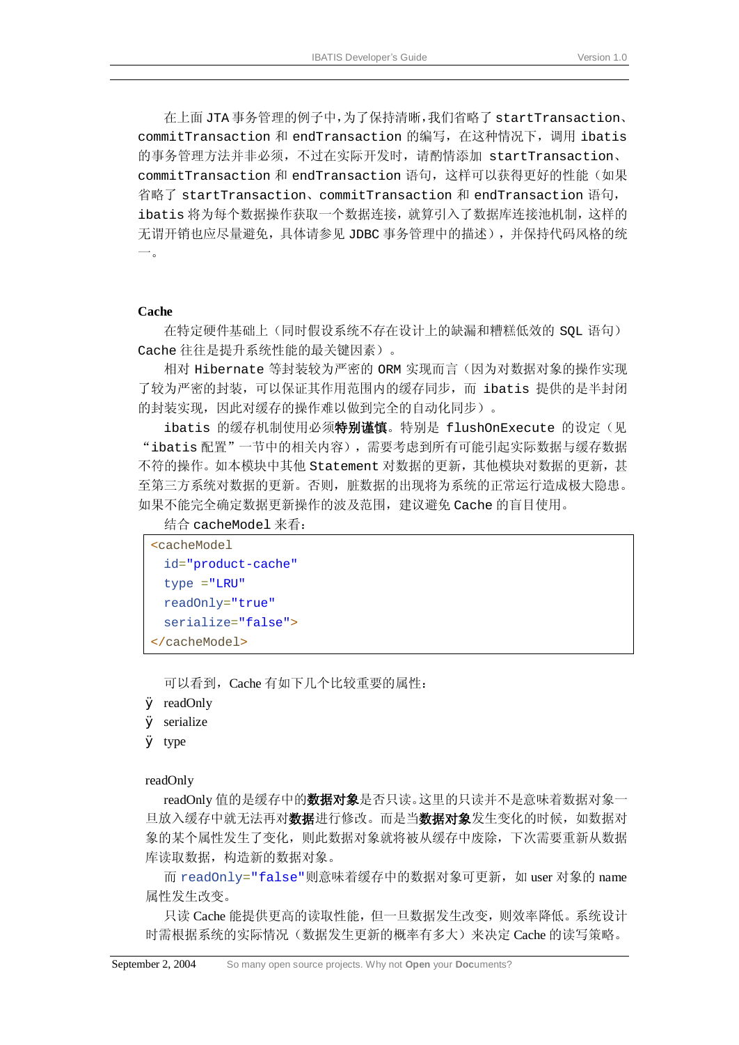在上面 JTA 事务管理的例子中，为了保持清晰，我们省略了 startTransaction、commitTransaction 和 endTransaction 的编写，在这种情况下，调用 ibatis 的事务管理方法并非必须，不过在实际开发时，请酌情添加 startTransaction、commitTransaction 和 endTransaction 语句，这样可以获得更好的性能（如果省略了 startTransaction、commitTransaction 和 endTransaction 语句，ibatis 将为每个数据操作获取一个数据连接，就算引入了数据库连接池机制，这样的无谓开销也应尽量避免，具体请参见 JDBC 事务管理中的描述），并保持代码风格的统一。

**Cache**

在特定硬件基础上（同时假设系统不存在设计上的缺漏和糟糕低效的 SQL 语句）Cache 往往是提升系统性能的最关键因素）。

相对 Hibernate 等封装较为严密的 ORM 实现而言（因为对数据对象的操作实现了较为严密的封装，可以保证其作用范围内的缓存同步，而 ibatis 提供的是半封闭的封装实现，因此对缓存的操作难以做到完全的自动化同步）。

ibatis 的缓存机制使用必须**特别谨慎**。特别是 flushOnExecute 的设定（见“ibatis 配置”一节中的相关内容），需要考虑到所有可能引起实际数据与缓存数据不符的操作。如本模块中其他 Statement 对数据的更新，其他模块对数据的更新，甚至第三方系统对数据的更新。否则，脏数据的出现将为系统的正常运行造成极大隐患。如果不能完全确定数据更新操作的波及范围，建议避免 Cache 的盲目使用。

结合 cacheModel 来看：

```
<cacheModel
  id="product-cache"
  type ="LRU"
  readOnly="true"
  serialize="false">
</cacheModel>
```

可以看到，Cache 有如下几个比较重要的属性：

- readOnly
- serialize
- type

readOnly

readOnly 值的是缓存中的**数据对象**是否只读。这里的只读并不是意味着数据对象一旦放入缓存中就无法再对**数据**进行修改。而是当**数据对象**发生变化的时候，如数据对象的某个属性发生了变化，则此数据对象就将被从缓存中废除，下次需要重新从数据库读取数据，构造新的数据对象。

而 readOnly="false"则意味着缓存中的数据对象可更新，如 user 对象的 name 属性发生改变。

只读 Cache 能提供更高的读取性能，但一旦数据发生改变，则效率降低。系统设计时需根据系统的实际情况（数据发生更新的概率有多大）来决定 Cache 的读写策略。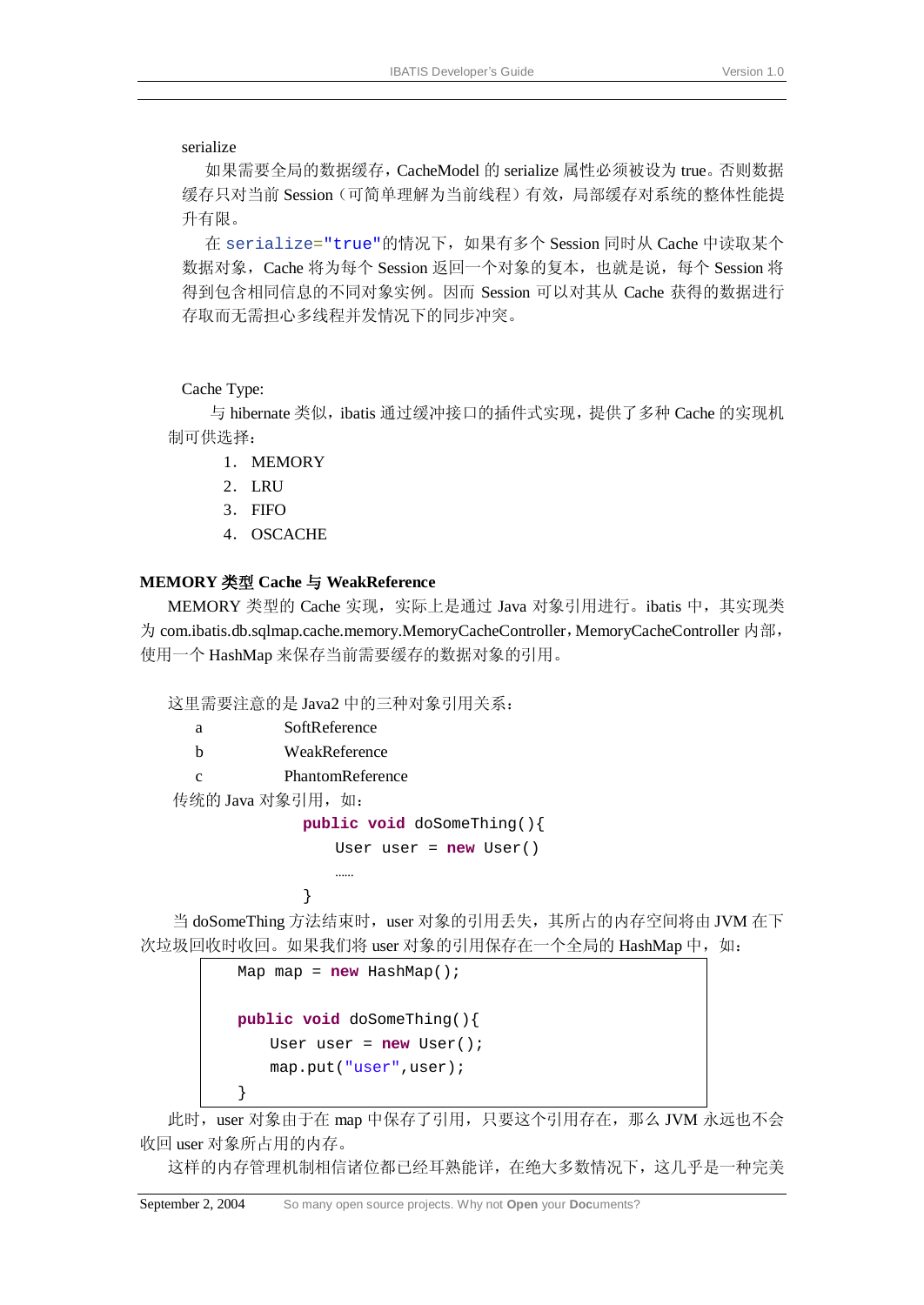serialize

如果需要全局的数据缓存，CacheModel 的 serialize 属性必须被设为 true。否则数据缓存只对当前 Session（可简单理解为当前线程）有效，局部缓存对系统的整体性能提升有限。

在 `serialize="true"`的情况下，如果有多个 Session 同时从 Cache 中读取某个数据对象，Cache 将为每个 Session 返回一个对象的复本，也就是说，每个 Session 将得到包含相同信息的不同对象实例。因而 Session 可以对其从 Cache 获得的数据进行存取而无需担心多线程并发情况下的同步冲突。

Cache Type:

与 hibernate 类似，ibatis 通过缓冲接口的插件式实现，提供了多种 Cache 的实现机制可供选择：

1. MEMORY
2. LRU
3. FIFO
4. OSCACHE

**MEMORY 类型 Cache 与 WeakReference**

MEMORY 类型的 Cache 实现，实际上是通过 Java 对象引用进行。ibatis 中，其实现类为 com.ibatis.db.sqlmap.cache.memory.MemoryCacheController，MemoryCacheController 内部，使用一个 HashMap 来保存当前需要缓存的数据对象的引用。

这里需要注意的是 Java2 中的三种对象引用关系：

a SoftReference
b WeakReference
c PhantomReference

传统的 Java 对象引用，如：

```java
public void doSomeThing(){
    User user = new User()
    ……
}
```

当 doSomeThing 方法结束时，user 对象的引用丢失，其所占的内存空间将由 JVM 在下次垃圾回收时收回。如果我们将 user 对象的引用保存在一个全局的 HashMap 中，如：

```java
Map map = new HashMap();

public void doSomeThing(){
    User user = new User();
    map.put("user",user);
}
```

此时，user 对象由于在 map 中保存了引用，只要这个引用存在，那么 JVM 永远也不会收回 user 对象所占用的内存。

这样的内存管理机制相信诸位都已经耳熟能详，在绝大多数情况下，这几乎是一种完美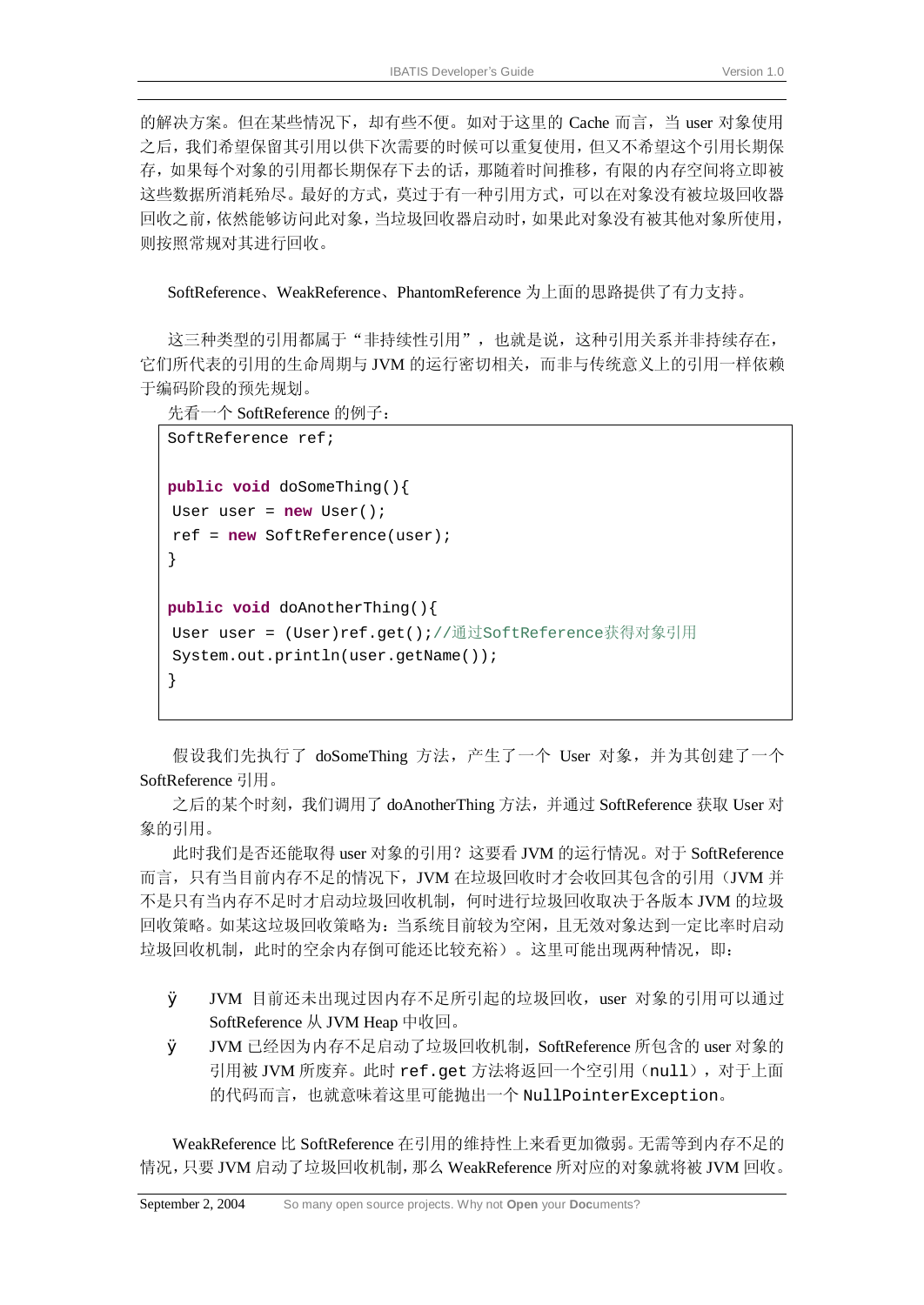的解决方案。但在某些情况下，却有些不便。如对于这里的 Cache 而言，当 user 对象使用之后，我们希望保留其引用以供下次需要的时候可以重复使用，但又不希望这个引用长期保存，如果每个对象的引用都长期保存下去的话，那随着时间推移，有限的内存空间将立即被这些数据所消耗殆尽。最好的方式，莫过于有一种引用方式，可以在对象没有被垃圾回收器回收之前，依然能够访问此对象，当垃圾回收器启动时，如果此对象没有被其他对象所使用，则按照常规对其进行回收。

SoftReference、WeakReference、PhantomReference 为上面的思路提供了有力支持。

这三种类型的引用都属于"非持续性引用"，也就是说，这种引用关系并非持续存在，它们所代表的引用的生命周期与 JVM 的运行密切相关，而非与传统意义上的引用一样依赖于编码阶段的预先规划。

先看一个 SoftReference 的例子：

```
SoftReference ref;

public void doSomeThing(){
 User user = new User();
 ref = new SoftReference(user);
}

public void doAnotherThing(){
 User user = (User)ref.get();//通过SoftReference获得对象引用
 System.out.println(user.getName());
}
```

假设我们先执行了 doSomeThing 方法，产生了一个 User 对象，并为其创建了一个 SoftReference 引用。

之后的某个时刻，我们调用了 doAnotherThing 方法，并通过 SoftReference 获取 User 对象的引用。

此时我们是否还能取得 user 对象的引用？这要看 JVM 的运行情况。对于 SoftReference 而言，只有当目前内存不足的情况下，JVM 在垃圾回收时才会收回其包含的引用（JVM 并不是只有当内存不足时才启动垃圾回收机制，何时进行垃圾回收取决于各版本 JVM 的垃圾回收策略。如某这垃圾回收策略为：当系统目前较为空闲，且无效对象达到一定比率时启动垃圾回收机制，此时的空余内存倒可能还比较充裕）。这里可能出现两种情况，即：

- JVM 目前还未出现过因内存不足所引起的垃圾回收，user 对象的引用可以通过 SoftReference 从 JVM Heap 中收回。
- JVM 已经因为内存不足启动了垃圾回收机制，SoftReference 所包含的 user 对象的引用被 JVM 所废弃。此时 `ref.get` 方法将返回一个空引用（`null`），对于上面的代码而言，也就意味着这里可能抛出一个 `NullPointerException`。

WeakReference 比 SoftReference 在引用的维持性上来看更加微弱。无需等到内存不足的情况，只要 JVM 启动了垃圾回收机制，那么 WeakReference 所对应的对象就将被 JVM 回收。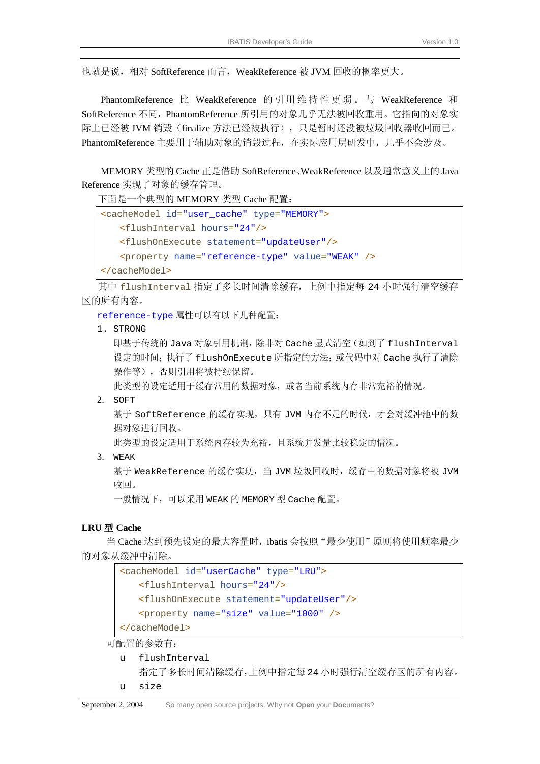也就是说，相对 SoftReference 而言，WeakReference 被 JVM 回收的概率更大。

PhantomReference 比 WeakReference 的引用维持性更弱。与 WeakReference 和 SoftReference 不同，PhantomReference 所引用的对象几乎无法被回收重用。它指向的对象实际上已经被 JVM 销毁（finalize 方法已经被执行），只是暂时还没被垃圾回收器收回而已。PhantomReference 主要用于辅助对象的销毁过程，在实际应用层研发中，几乎不会涉及。

MEMORY 类型的 Cache 正是借助 SoftReference、WeakReference 以及通常意义上的 Java Reference 实现了对象的缓存管理。

下面是一个典型的 MEMORY 类型 Cache 配置：

```
<cacheModel id="user_cache" type="MEMORY">
    <flushInterval hours="24"/>
    <flushOnExecute statement="updateUser"/>
    <property name="reference-type" value="WEAK" />
</cacheModel>
```

其中 flushInterval 指定了多长时间清除缓存，上例中指定每 24 小时强行清空缓存区的所有内容。

reference-type 属性可以有以下几种配置：

1. STRONG

   即基于传统的 Java 对象引用机制，除非对 Cache 显式清空（如到了 flushInterval 设定的时间；执行了 flushOnExecute 所指定的方法；或代码中对 Cache 执行了清除操作等），否则引用将被持续保留。

   此类型的设定适用于缓存常用的数据对象，或者当前系统内存非常充裕的情况。

2. SOFT

   基于 SoftReference 的缓存实现，只有 JVM 内存不足的时候，才会对缓冲池中的数据对象进行回收。

   此类型的设定适用于系统内存较为充裕，且系统并发量比较稳定的情况。

3. WEAK

   基于 WeakReference 的缓存实现，当 JVM 垃圾回收时，缓存中的数据对象将被 JVM 收回。

   一般情况下，可以采用 WEAK 的 MEMORY 型 Cache 配置。

**LRU 型 Cache**

当 Cache 达到预先设定的最大容量时，ibatis 会按照“最少使用”原则将使用频率最少的对象从缓冲中清除。

```
<cacheModel id="userCache" type="LRU">
    <flushInterval hours="24"/>
    <flushOnExecute statement="updateUser"/>
    <property name="size" value="1000" />
</cacheModel>
```

可配置的参数有：

- flushInterval

  指定了多长时间清除缓存，上例中指定每 24 小时强行清空缓存区的所有内容。

- size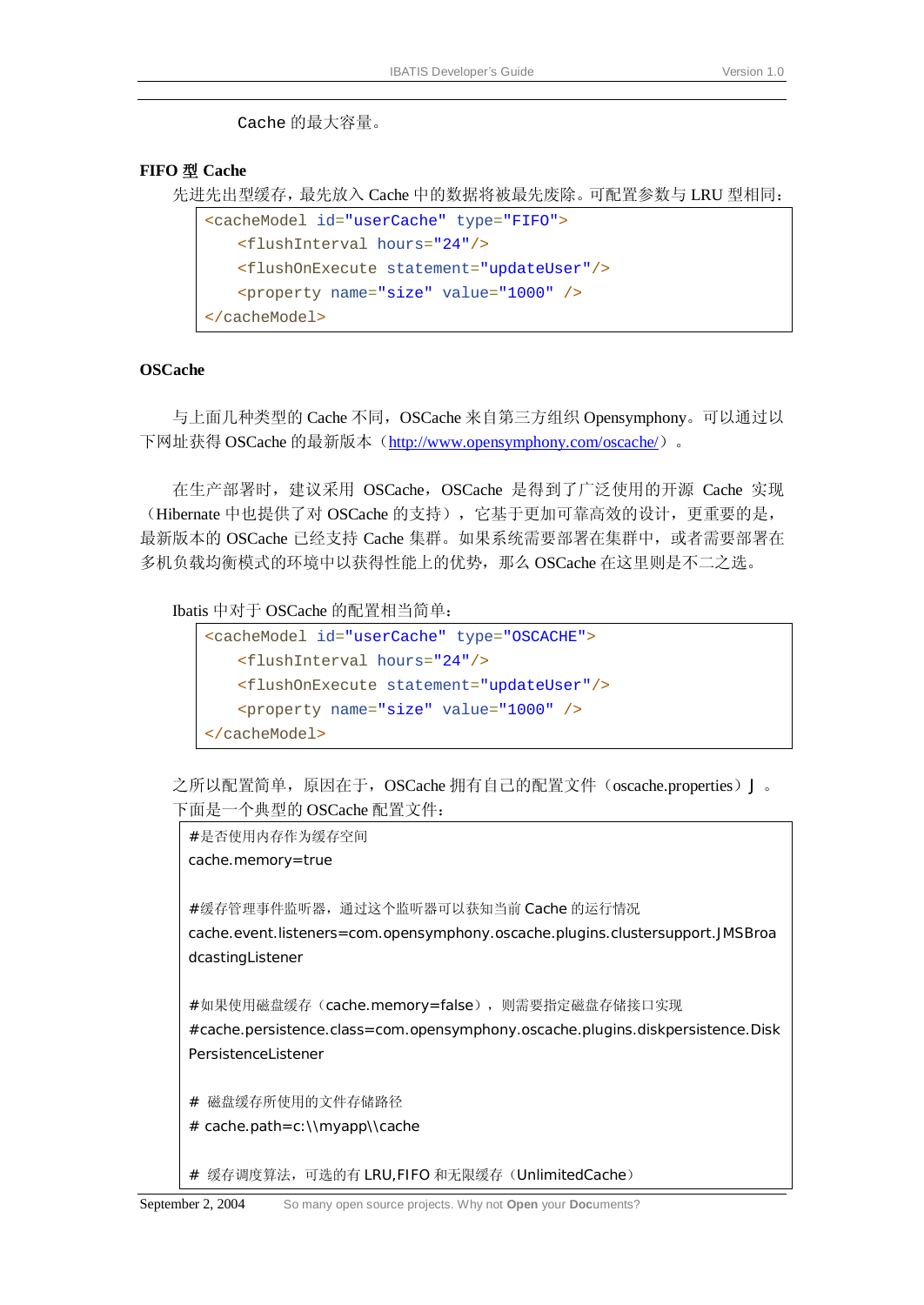Cache 的最大容量。

**FIFO 型 Cache**

先进先出型缓存，最先放入 Cache 中的数据将被最先废除。可配置参数与 LRU 型相同：

```
<cacheModel id="userCache" type="FIFO">
    <flushInterval hours="24"/>
    <flushOnExecute statement="updateUser"/>
    <property name="size" value="1000" />
</cacheModel>
```

**OSCache**

与上面几种类型的 Cache 不同，OSCache 来自第三方组织 Opensymphony。可以通过以下网址获得 OSCache 的最新版本（http://www.opensymphony.com/oscache/）。

在生产部署时，建议采用 OSCache，OSCache 是得到了广泛使用的开源 Cache 实现（Hibernate 中也提供了对 OSCache 的支持），它基于更加可靠高效的设计，更重要的是，最新版本的 OSCache 已经支持 Cache 集群。如果系统需要部署在集群中，或者需要部署在多机负载均衡模式的环境中以获得性能上的优势，那么 OSCache 在这里则是不二之选。

Ibatis 中对于 OSCache 的配置相当简单：

```
<cacheModel id="userCache" type="OSCACHE">
    <flushInterval hours="24"/>
    <flushOnExecute statement="updateUser"/>
    <property name="size" value="1000" />
</cacheModel>
```

之所以配置简单，原因在于，OSCache 拥有自己的配置文件（oscache.properties）J 。下面是一个典型的 OSCache 配置文件：

```
#是否使用内存作为缓存空间
cache.memory=true

#缓存管理事件监听器，通过这个监听器可以获知当前 Cache 的运行情况
cache.event.listeners=com.opensymphony.oscache.plugins.clustersupport.JMSBroadcastingListener

#如果使用磁盘缓存（cache.memory=false），则需要指定磁盘存储接口实现
#cache.persistence.class=com.opensymphony.oscache.plugins.diskpersistence.DiskPersistenceListener

# 磁盘缓存所使用的文件存储路径
# cache.path=c:\\myapp\\cache

# 缓存调度算法，可选的有 LRU,FIFO 和无限缓存（UnlimitedCache）
```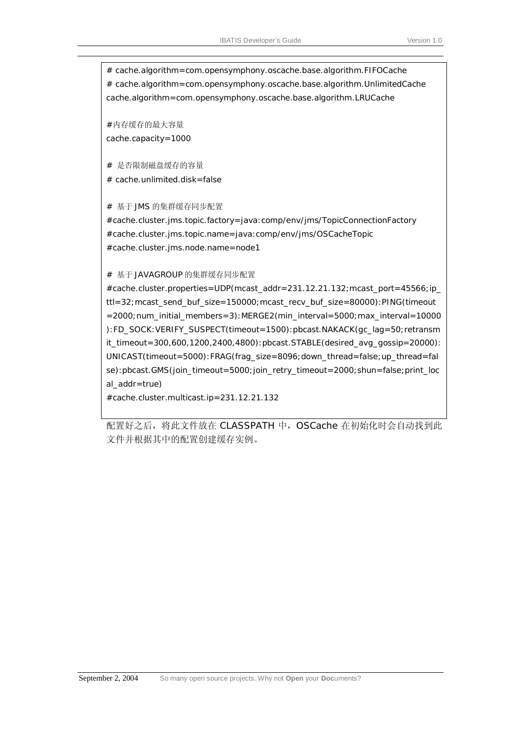```
# cache.algorithm=com.opensymphony.oscache.base.algorithm.FIFOCache
# cache.algorithm=com.opensymphony.oscache.base.algorithm.UnlimitedCache
cache.algorithm=com.opensymphony.oscache.base.algorithm.LRUCache

#内存缓存的最大容量
cache.capacity=1000

# 是否限制磁盘缓存的容量
# cache.unlimited.disk=false

# 基于 JMS 的集群缓存同步配置
#cache.cluster.jms.topic.factory=java:comp/env/jms/TopicConnectionFactory
#cache.cluster.jms.topic.name=java:comp/env/jms/OSCacheTopic
#cache.cluster.jms.node.name=node1

# 基于 JAVAGROUP 的集群缓存同步配置
#cache.cluster.properties=UDP(mcast_addr=231.12.21.132;mcast_port=45566;ip_ttl=32;mcast_send_buf_size=150000;mcast_recv_buf_size=80000):PING(timeout=2000;num_initial_members=3):MERGE2(min_interval=5000;max_interval=10000):FD_SOCK:VERIFY_SUSPECT(timeout=1500):pbcast.NAKACK(gc_lag=50;retransmit_timeout=300,600,1200,2400,4800):pbcast.STABLE(desired_avg_gossip=20000):UNICAST(timeout=5000):FRAG(frag_size=8096;down_thread=false;up_thread=false):pbcast.GMS(join_timeout=5000;join_retry_timeout=2000;shun=false;print_local_addr=true)
#cache.cluster.multicast.ip=231.12.21.132
```

配置好之后，将此文件放在 CLASSPATH 中，OSCache 在初始化时会自动找到此文件并根据其中的配置创建缓存实例。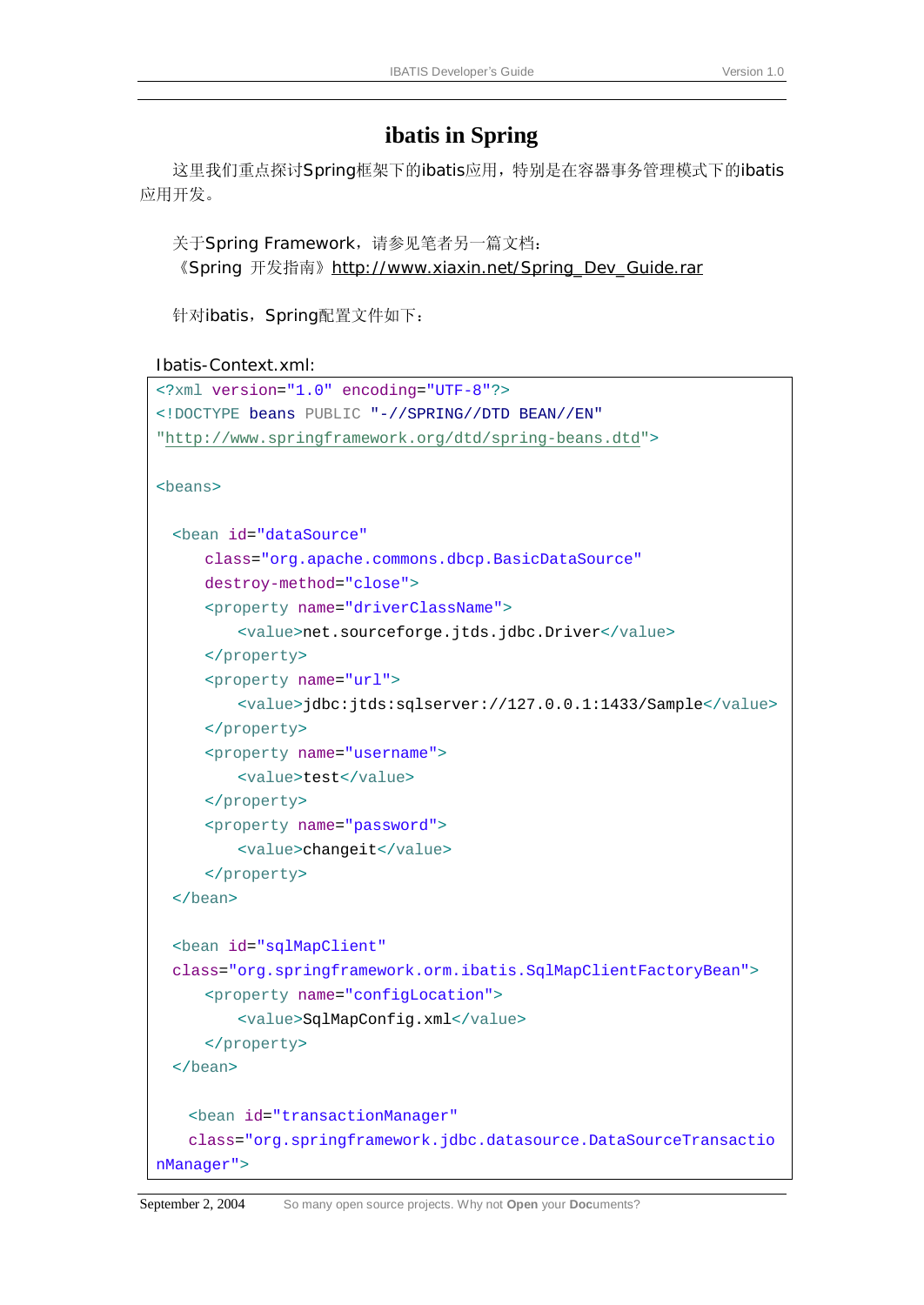## ibatis in Spring

这里我们重点探讨Spring框架下的ibatis应用，特别是在容器事务管理模式下的ibatis应用开发。

关于Spring Framework，请参见笔者另一篇文档：
《Spring 开发指南》http://www.xiaxin.net/Spring_Dev_Guide.rar

针对ibatis，Spring配置文件如下：

Ibatis-Context.xml:

```xml
<?xml version="1.0" encoding="UTF-8"?>
<!DOCTYPE beans PUBLIC "-//SPRING//DTD BEAN//EN"
"http://www.springframework.org/dtd/spring-beans.dtd">

<beans>

  <bean id="dataSource"
      class="org.apache.commons.dbcp.BasicDataSource"
      destroy-method="close">
      <property name="driverClassName">
          <value>net.sourceforge.jtds.jdbc.Driver</value>
      </property>
      <property name="url">
          <value>jdbc:jtds:sqlserver://127.0.0.1:1433/Sample</value>
      </property>
      <property name="username">
          <value>test</value>
      </property>
      <property name="password">
          <value>changeit</value>
      </property>
  </bean>

  <bean id="sqlMapClient"
  class="org.springframework.orm.ibatis.SqlMapClientFactoryBean">
      <property name="configLocation">
          <value>SqlMapConfig.xml</value>
      </property>
  </bean>

    <bean id="transactionManager"
    class="org.springframework.jdbc.datasource.DataSourceTransactio
nManager">
```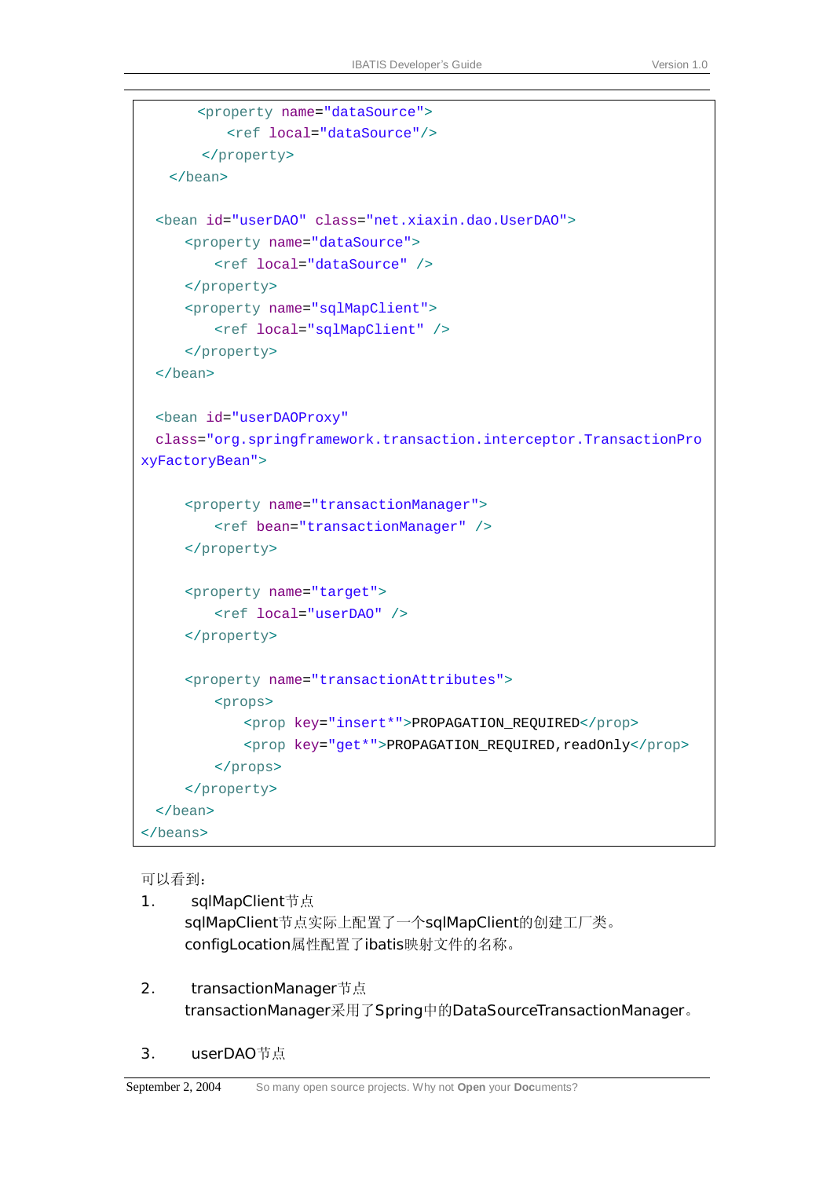```xml
        <property name="dataSource">
            <ref local="dataSource"/>
        </property>
    </bean>

    <bean id="userDAO" class="net.xiaxin.dao.UserDAO">
        <property name="dataSource">
            <ref local="dataSource" />
        </property>
        <property name="sqlMapClient">
            <ref local="sqlMapClient" />
        </property>
    </bean>

    <bean id="userDAOProxy"
    class="org.springframework.transaction.interceptor.TransactionProxyFactoryBean">

        <property name="transactionManager">
            <ref bean="transactionManager" />
        </property>

        <property name="target">
            <ref local="userDAO" />
        </property>

        <property name="transactionAttributes">
            <props>
                <prop key="insert*">PROPAGATION_REQUIRED</prop>
                <prop key="get*">PROPAGATION_REQUIRED,readOnly</prop>
            </props>
        </property>
    </bean>
</beans>
```

可以看到：

1. sqlMapClient节点
   sqlMapClient节点实际上配置了一个sqlMapClient的创建工厂类。
   configLocation属性配置了ibatis映射文件的名称。

2. transactionManager节点
   transactionManager采用了Spring中的DataSourceTransactionManager。

3. userDAO节点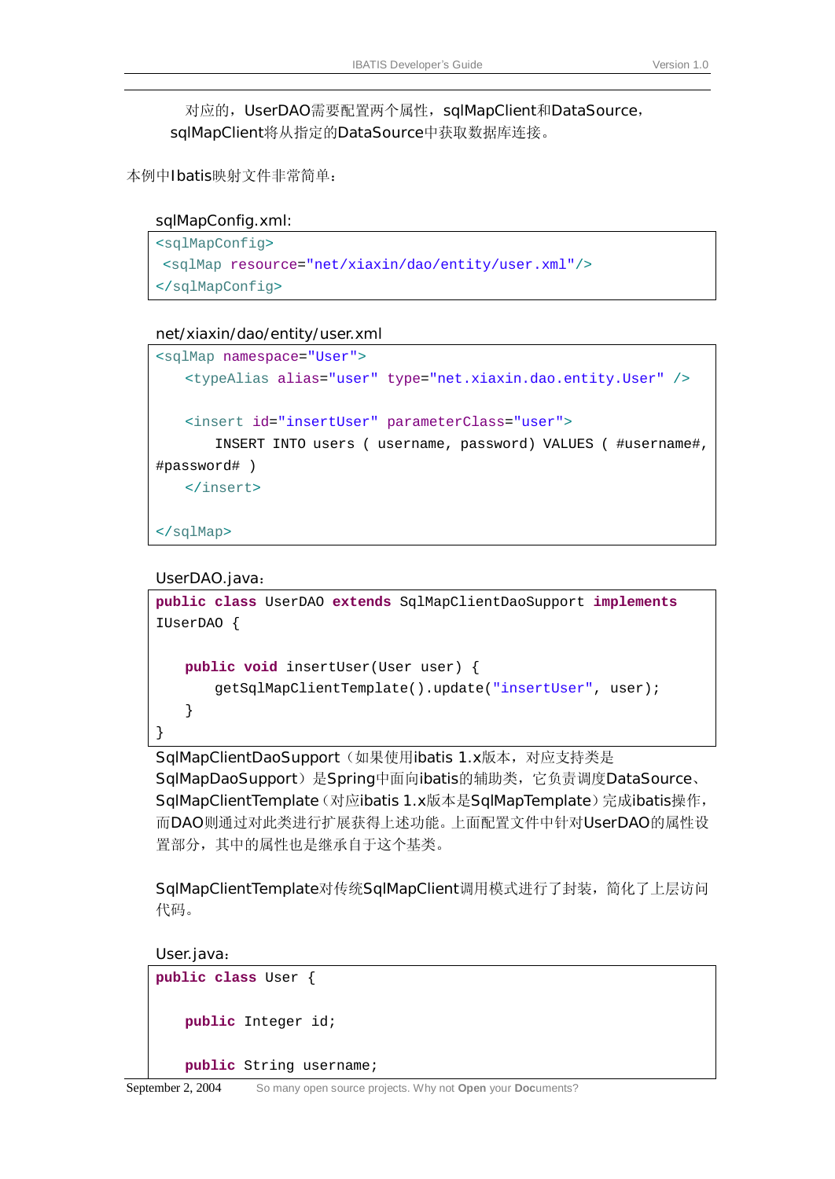对应的，UserDAO需要配置两个属性，sqlMapClient和DataSource，sqlMapClient将从指定的DataSource中获取数据库连接。

本例中Ibatis映射文件非常简单：

sqlMapConfig.xml:

```
<sqlMapConfig>
 <sqlMap resource="net/xiaxin/dao/entity/user.xml"/>
</sqlMapConfig>
```

net/xiaxin/dao/entity/user.xml

```
<sqlMap namespace="User">
    <typeAlias alias="user" type="net.xiaxin.dao.entity.User" />

    <insert id="insertUser" parameterClass="user">
        INSERT INTO users ( username, password) VALUES ( #username#,
#password# )
    </insert>

</sqlMap>
```

UserDAO.java：

```
public class UserDAO extends SqlMapClientDaoSupport implements
IUserDAO {

    public void insertUser(User user) {
        getSqlMapClientTemplate().update("insertUser", user);
    }
}
```

SqlMapClientDaoSupport（如果使用ibatis 1.x版本，对应支持类是SqlMapDaoSupport）是Spring中面向ibatis的辅助类，它负责调度DataSource、SqlMapClientTemplate（对应ibatis 1.x版本是SqlMapTemplate）完成ibatis操作，而DAO则通过对此类进行扩展获得上述功能。上面配置文件中针对UserDAO的属性设置部分，其中的属性也是继承自于这个基类。

SqlMapClientTemplate对传统SqlMapClient调用模式进行了封装，简化了上层访问代码。

User.java：

```
public class User {

    public Integer id;

    public String username;
```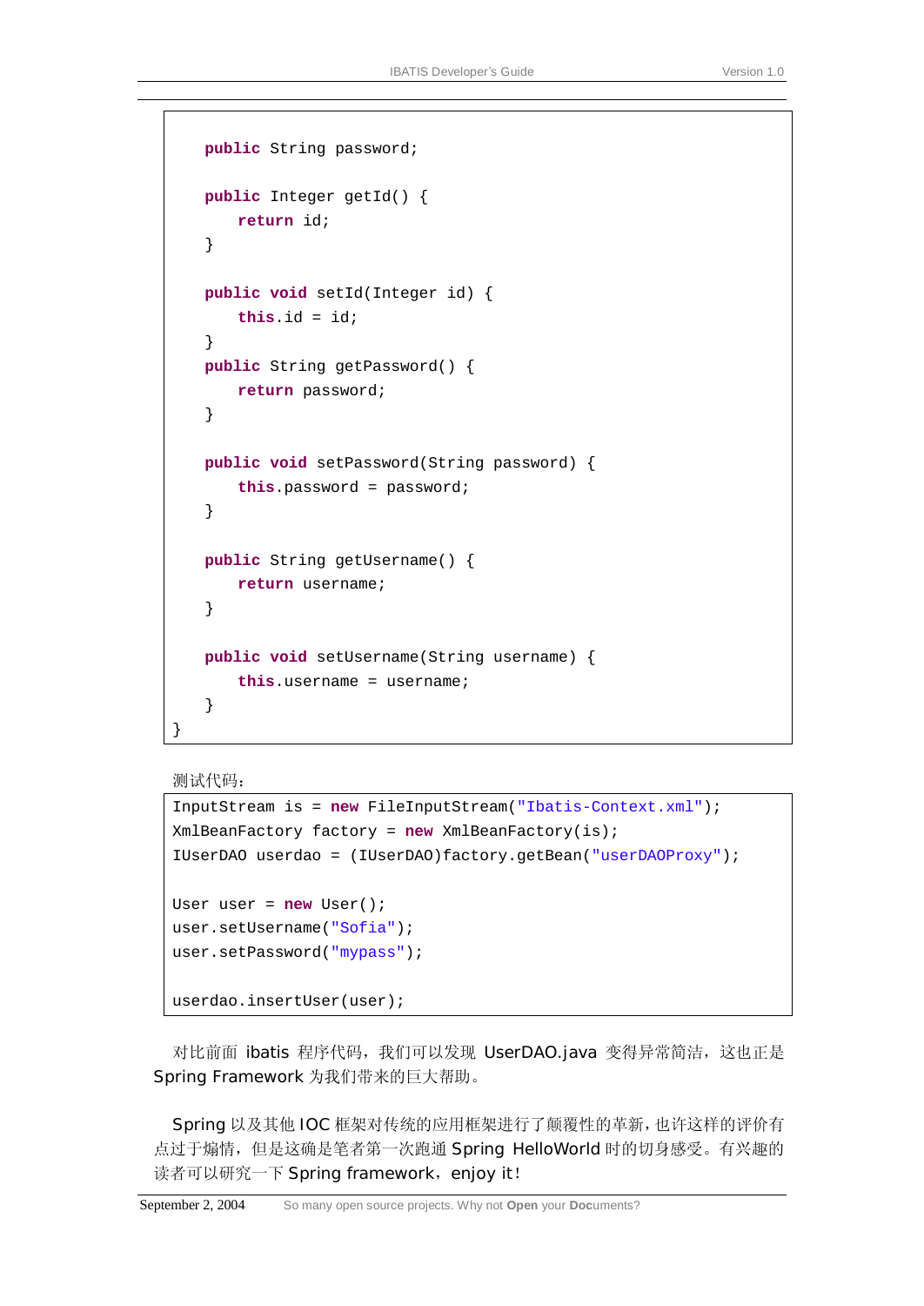```java
    public String password;

    public Integer getId() {
        return id;
    }

    public void setId(Integer id) {
        this.id = id;
    }
    public String getPassword() {
        return password;
    }

    public void setPassword(String password) {
        this.password = password;
    }

    public String getUsername() {
        return username;
    }

    public void setUsername(String username) {
        this.username = username;
    }
}
```

测试代码：

```java
InputStream is = new FileInputStream("Ibatis-Context.xml");
XmlBeanFactory factory = new XmlBeanFactory(is);
IUserDAO userdao = (IUserDAO)factory.getBean("userDAOProxy");

User user = new User();
user.setUsername("Sofia");
user.setPassword("mypass");

userdao.insertUser(user);
```

对比前面 ibatis 程序代码，我们可以发现 UserDAO.java 变得异常简洁，这也正是 Spring Framework 为我们带来的巨大帮助。

Spring 以及其他 IOC 框架对传统的应用框架进行了颠覆性的革新，也许这样的评价有点过于煽情，但是这确是笔者第一次跑通 Spring HelloWorld 时的切身感受。有兴趣的读者可以研究一下 Spring framework，enjoy it！